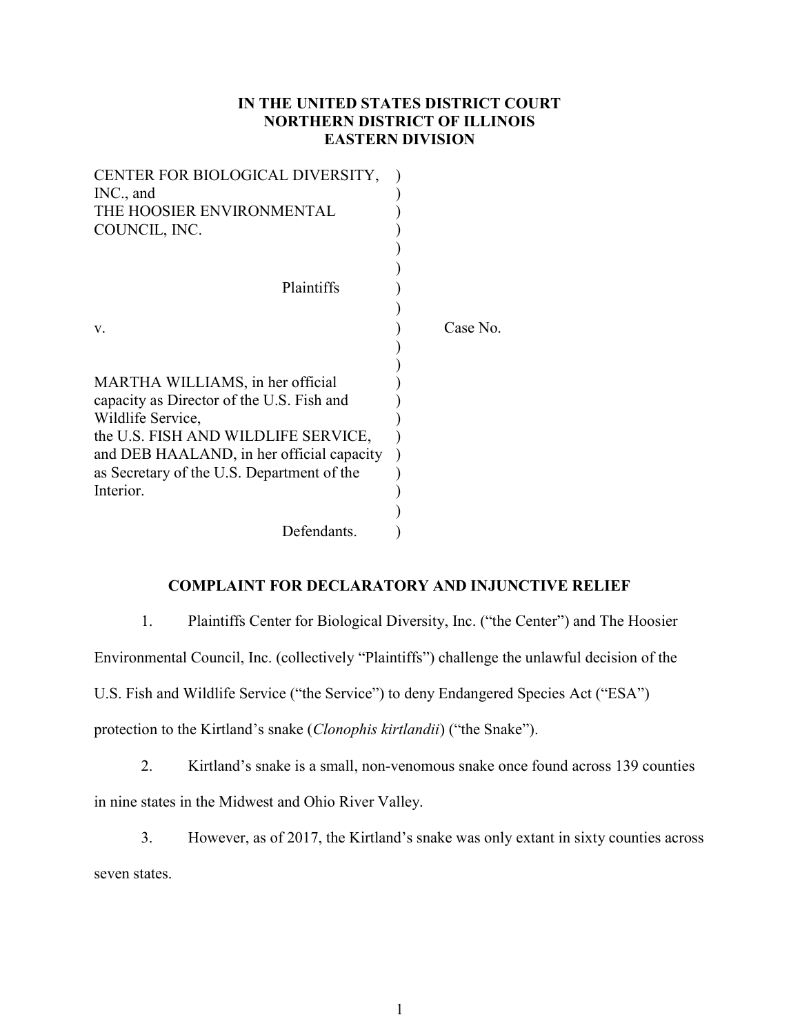**IN THE UNITED STATES DISTRICT COURT**
**NORTHERN DISTRICT OF ILLINOIS**
**EASTERN DIVISION**

| | | |
|---|---|---|
| CENTER FOR BIOLOGICAL DIVERSITY, INC., and THE HOOSIER ENVIRONMENTAL COUNCIL, INC. | ) | |
| Plaintiffs | ) | |
| v. | ) | Case No. |
| MARTHA WILLIAMS, in her official capacity as Director of the U.S. Fish and Wildlife Service, the U.S. FISH AND WILDLIFE SERVICE, and DEB HAALAND, in her official capacity as Secretary of the U.S. Department of the Interior. | ) | |
| Defendants. | ) | |

**COMPLAINT FOR DECLARATORY AND INJUNCTIVE RELIEF**

1. Plaintiffs Center for Biological Diversity, Inc. ("the Center") and The Hoosier Environmental Council, Inc. (collectively "Plaintiffs") challenge the unlawful decision of the U.S. Fish and Wildlife Service ("the Service") to deny Endangered Species Act ("ESA") protection to the Kirtland's snake (*Clonophis kirtlandii*) ("the Snake").

2. Kirtland's snake is a small, non-venomous snake once found across 139 counties in nine states in the Midwest and Ohio River Valley.

3. However, as of 2017, the Kirtland's snake was only extant in sixty counties across seven states.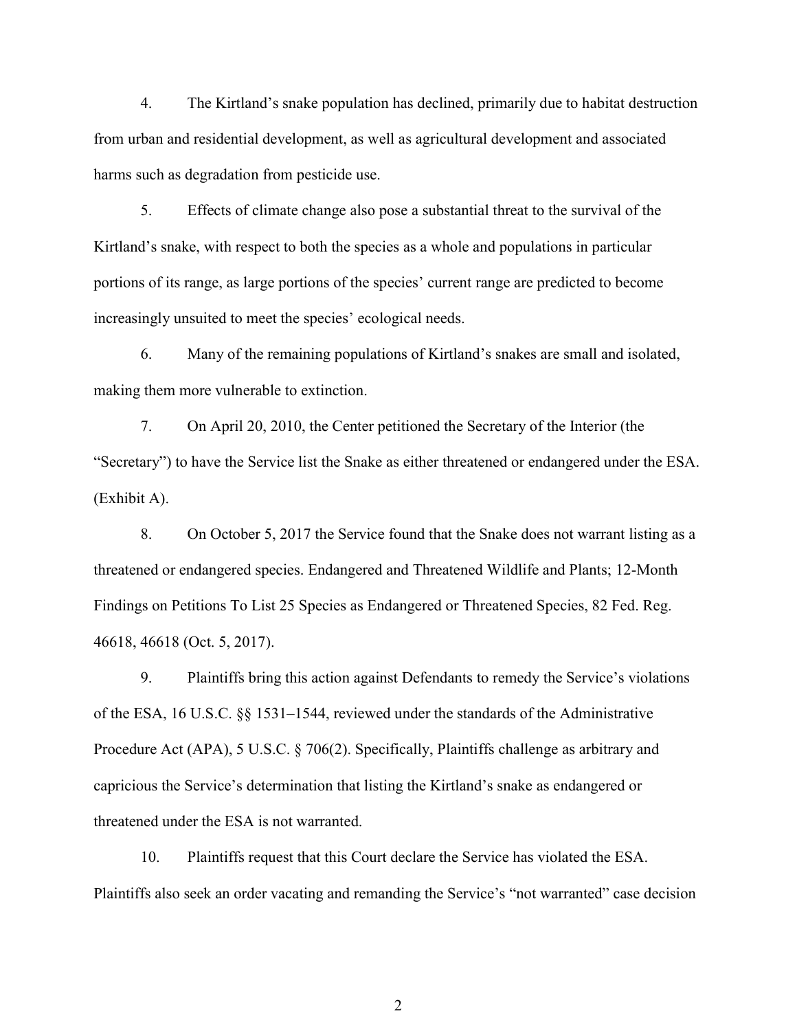4. The Kirtland's snake population has declined, primarily due to habitat destruction from urban and residential development, as well as agricultural development and associated harms such as degradation from pesticide use.

5. Effects of climate change also pose a substantial threat to the survival of the Kirtland's snake, with respect to both the species as a whole and populations in particular portions of its range, as large portions of the species' current range are predicted to become increasingly unsuited to meet the species' ecological needs.

6. Many of the remaining populations of Kirtland's snakes are small and isolated, making them more vulnerable to extinction.

7. On April 20, 2010, the Center petitioned the Secretary of the Interior (the "Secretary") to have the Service list the Snake as either threatened or endangered under the ESA. (Exhibit A).

8. On October 5, 2017 the Service found that the Snake does not warrant listing as a threatened or endangered species. Endangered and Threatened Wildlife and Plants; 12-Month Findings on Petitions To List 25 Species as Endangered or Threatened Species, 82 Fed. Reg. 46618, 46618 (Oct. 5, 2017).

9. Plaintiffs bring this action against Defendants to remedy the Service's violations of the ESA, 16 U.S.C. §§ 1531–1544, reviewed under the standards of the Administrative Procedure Act (APA), 5 U.S.C. § 706(2). Specifically, Plaintiffs challenge as arbitrary and capricious the Service's determination that listing the Kirtland's snake as endangered or threatened under the ESA is not warranted.

10. Plaintiffs request that this Court declare the Service has violated the ESA. Plaintiffs also seek an order vacating and remanding the Service's "not warranted" case decision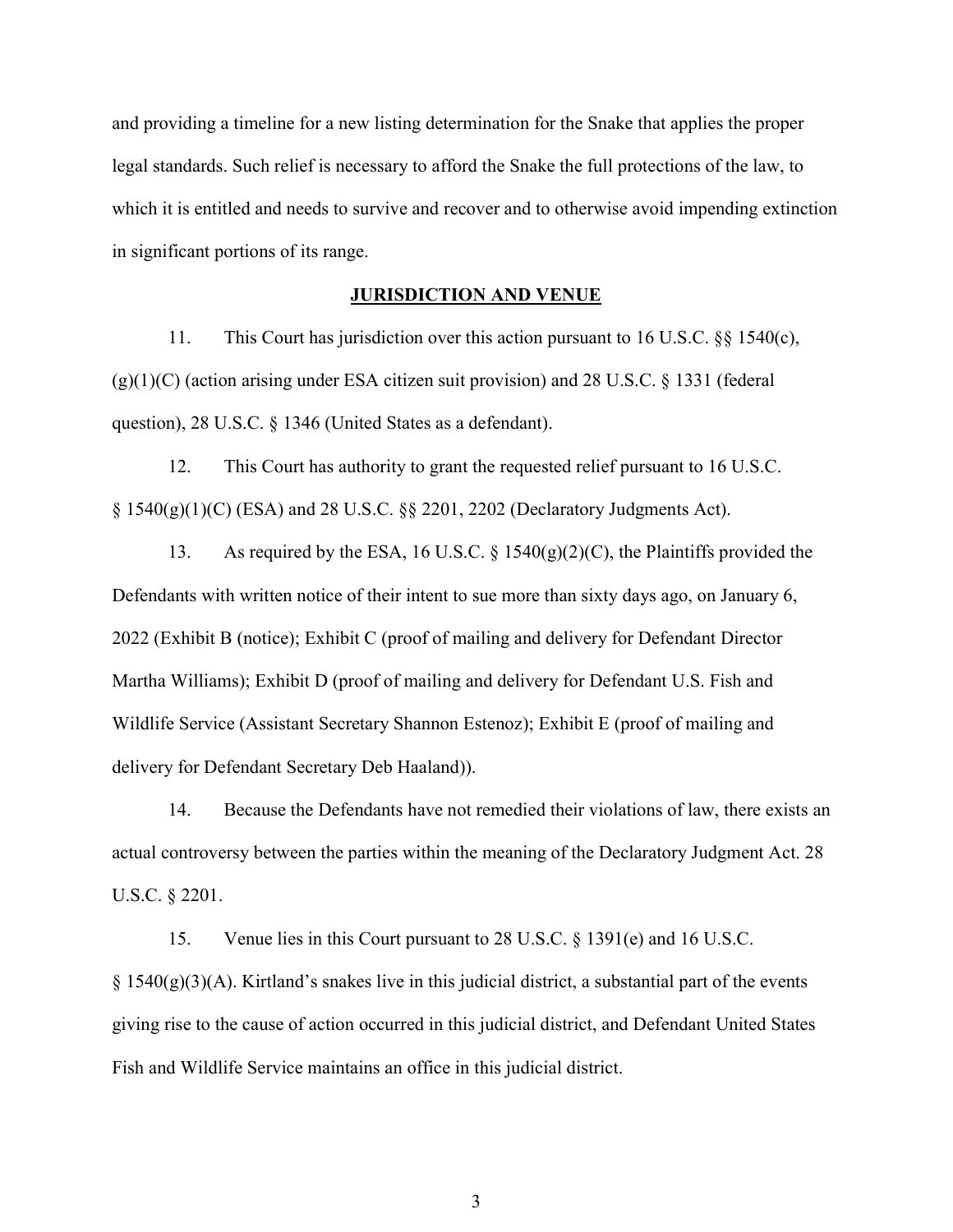and providing a timeline for a new listing determination for the Snake that applies the proper legal standards. Such relief is necessary to afford the Snake the full protections of the law, to which it is entitled and needs to survive and recover and to otherwise avoid impending extinction in significant portions of its range.

## JURISDICTION AND VENUE

11. This Court has jurisdiction over this action pursuant to 16 U.S.C. §§ 1540(c), (g)(1)(C) (action arising under ESA citizen suit provision) and 28 U.S.C. § 1331 (federal question), 28 U.S.C. § 1346 (United States as a defendant).

12. This Court has authority to grant the requested relief pursuant to 16 U.S.C. § 1540(g)(1)(C) (ESA) and 28 U.S.C. §§ 2201, 2202 (Declaratory Judgments Act).

13. As required by the ESA, 16 U.S.C. § 1540(g)(2)(C), the Plaintiffs provided the Defendants with written notice of their intent to sue more than sixty days ago, on January 6, 2022 (Exhibit B (notice); Exhibit C (proof of mailing and delivery for Defendant Director Martha Williams); Exhibit D (proof of mailing and delivery for Defendant U.S. Fish and Wildlife Service (Assistant Secretary Shannon Estenoz); Exhibit E (proof of mailing and delivery for Defendant Secretary Deb Haaland)).

14. Because the Defendants have not remedied their violations of law, there exists an actual controversy between the parties within the meaning of the Declaratory Judgment Act. 28 U.S.C. § 2201.

15. Venue lies in this Court pursuant to 28 U.S.C. § 1391(e) and 16 U.S.C. § 1540(g)(3)(A). Kirtland's snakes live in this judicial district, a substantial part of the events giving rise to the cause of action occurred in this judicial district, and Defendant United States Fish and Wildlife Service maintains an office in this judicial district.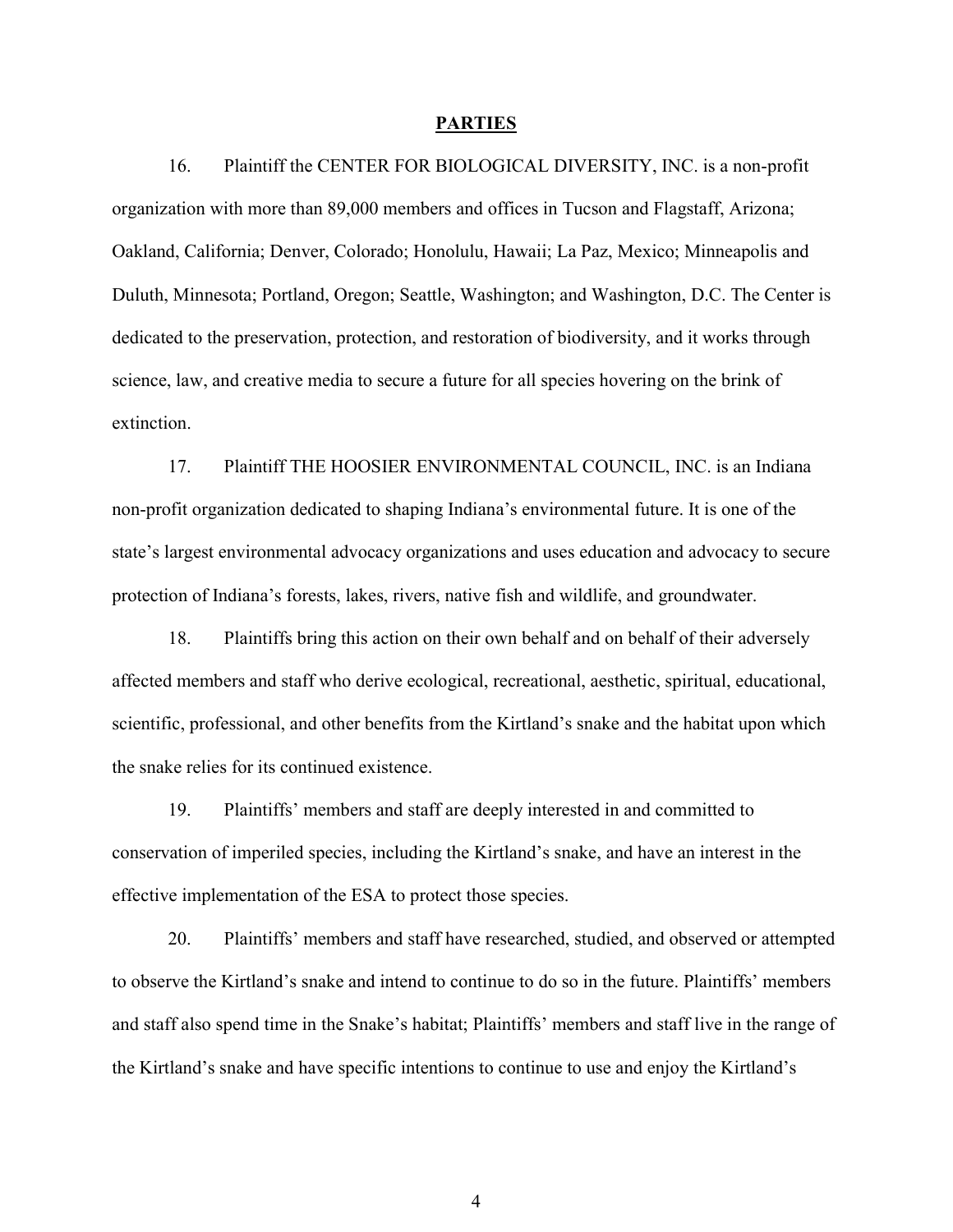## PARTIES

16. Plaintiff the CENTER FOR BIOLOGICAL DIVERSITY, INC. is a non-profit organization with more than 89,000 members and offices in Tucson and Flagstaff, Arizona; Oakland, California; Denver, Colorado; Honolulu, Hawaii; La Paz, Mexico; Minneapolis and Duluth, Minnesota; Portland, Oregon; Seattle, Washington; and Washington, D.C. The Center is dedicated to the preservation, protection, and restoration of biodiversity, and it works through science, law, and creative media to secure a future for all species hovering on the brink of extinction.

17. Plaintiff THE HOOSIER ENVIRONMENTAL COUNCIL, INC. is an Indiana non-profit organization dedicated to shaping Indiana's environmental future. It is one of the state's largest environmental advocacy organizations and uses education and advocacy to secure protection of Indiana's forests, lakes, rivers, native fish and wildlife, and groundwater.

18. Plaintiffs bring this action on their own behalf and on behalf of their adversely affected members and staff who derive ecological, recreational, aesthetic, spiritual, educational, scientific, professional, and other benefits from the Kirtland's snake and the habitat upon which the snake relies for its continued existence.

19. Plaintiffs' members and staff are deeply interested in and committed to conservation of imperiled species, including the Kirtland's snake, and have an interest in the effective implementation of the ESA to protect those species.

20. Plaintiffs' members and staff have researched, studied, and observed or attempted to observe the Kirtland's snake and intend to continue to do so in the future. Plaintiffs' members and staff also spend time in the Snake's habitat; Plaintiffs' members and staff live in the range of the Kirtland's snake and have specific intentions to continue to use and enjoy the Kirtland's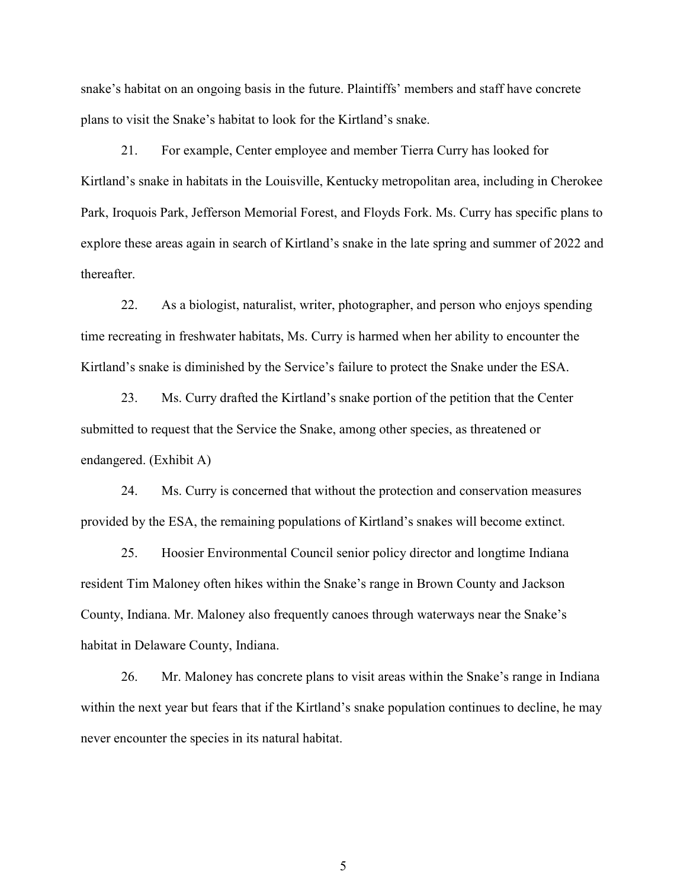snake's habitat on an ongoing basis in the future. Plaintiffs' members and staff have concrete plans to visit the Snake's habitat to look for the Kirtland's snake.

21. For example, Center employee and member Tierra Curry has looked for Kirtland's snake in habitats in the Louisville, Kentucky metropolitan area, including in Cherokee Park, Iroquois Park, Jefferson Memorial Forest, and Floyds Fork. Ms. Curry has specific plans to explore these areas again in search of Kirtland's snake in the late spring and summer of 2022 and thereafter.

22. As a biologist, naturalist, writer, photographer, and person who enjoys spending time recreating in freshwater habitats, Ms. Curry is harmed when her ability to encounter the Kirtland's snake is diminished by the Service's failure to protect the Snake under the ESA.

23. Ms. Curry drafted the Kirtland's snake portion of the petition that the Center submitted to request that the Service the Snake, among other species, as threatened or endangered. (Exhibit A)

24. Ms. Curry is concerned that without the protection and conservation measures provided by the ESA, the remaining populations of Kirtland's snakes will become extinct.

25. Hoosier Environmental Council senior policy director and longtime Indiana resident Tim Maloney often hikes within the Snake's range in Brown County and Jackson County, Indiana. Mr. Maloney also frequently canoes through waterways near the Snake's habitat in Delaware County, Indiana.

26. Mr. Maloney has concrete plans to visit areas within the Snake's range in Indiana within the next year but fears that if the Kirtland's snake population continues to decline, he may never encounter the species in its natural habitat.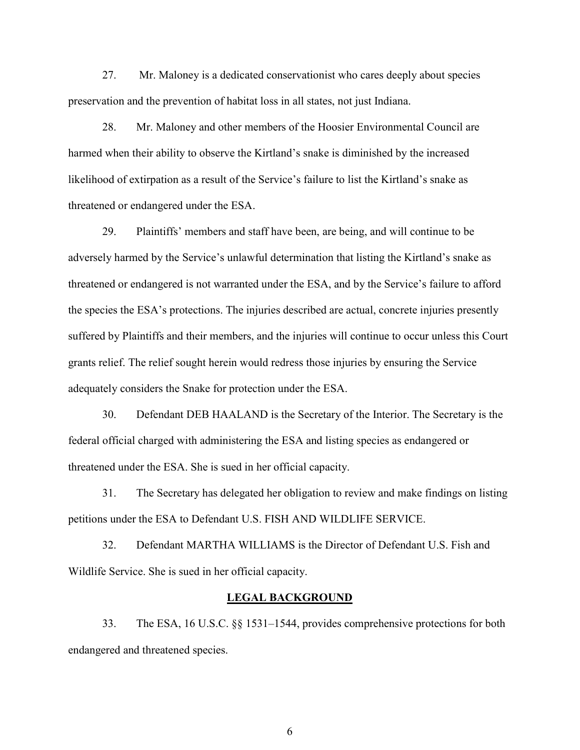27. Mr. Maloney is a dedicated conservationist who cares deeply about species preservation and the prevention of habitat loss in all states, not just Indiana.

28. Mr. Maloney and other members of the Hoosier Environmental Council are harmed when their ability to observe the Kirtland's snake is diminished by the increased likelihood of extirpation as a result of the Service's failure to list the Kirtland's snake as threatened or endangered under the ESA.

29. Plaintiffs' members and staff have been, are being, and will continue to be adversely harmed by the Service's unlawful determination that listing the Kirtland's snake as threatened or endangered is not warranted under the ESA, and by the Service's failure to afford the species the ESA's protections. The injuries described are actual, concrete injuries presently suffered by Plaintiffs and their members, and the injuries will continue to occur unless this Court grants relief. The relief sought herein would redress those injuries by ensuring the Service adequately considers the Snake for protection under the ESA.

30. Defendant DEB HAALAND is the Secretary of the Interior. The Secretary is the federal official charged with administering the ESA and listing species as endangered or threatened under the ESA. She is sued in her official capacity.

31. The Secretary has delegated her obligation to review and make findings on listing petitions under the ESA to Defendant U.S. FISH AND WILDLIFE SERVICE.

32. Defendant MARTHA WILLIAMS is the Director of Defendant U.S. Fish and Wildlife Service. She is sued in her official capacity.

## LEGAL BACKGROUND

33. The ESA, 16 U.S.C. §§ 1531–1544, provides comprehensive protections for both endangered and threatened species.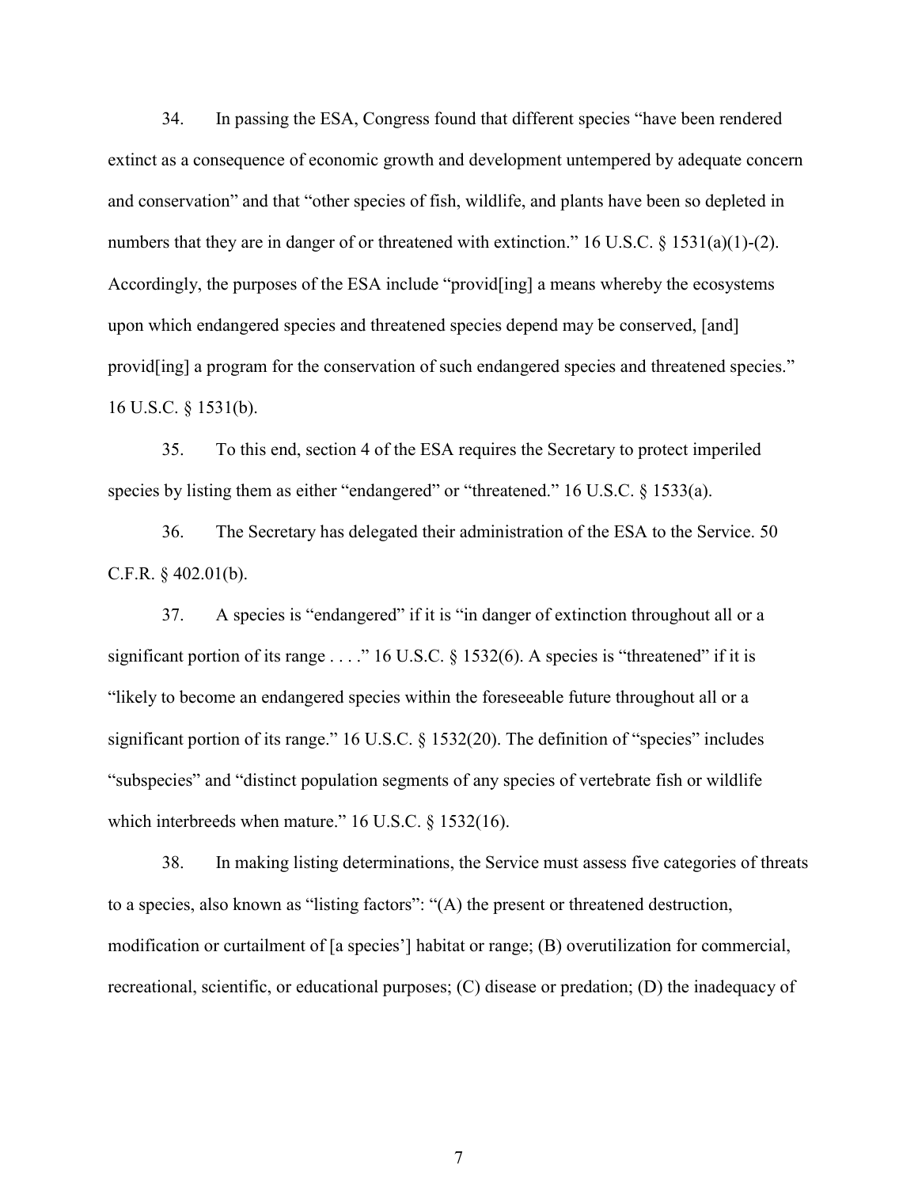34. In passing the ESA, Congress found that different species "have been rendered extinct as a consequence of economic growth and development untempered by adequate concern and conservation" and that "other species of fish, wildlife, and plants have been so depleted in numbers that they are in danger of or threatened with extinction." 16 U.S.C. § 1531(a)(1)-(2). Accordingly, the purposes of the ESA include "provid[ing] a means whereby the ecosystems upon which endangered species and threatened species depend may be conserved, [and] provid[ing] a program for the conservation of such endangered species and threatened species." 16 U.S.C. § 1531(b).

35. To this end, section 4 of the ESA requires the Secretary to protect imperiled species by listing them as either "endangered" or "threatened." 16 U.S.C. § 1533(a).

36. The Secretary has delegated their administration of the ESA to the Service. 50 C.F.R. § 402.01(b).

37. A species is "endangered" if it is "in danger of extinction throughout all or a significant portion of its range . . . ." 16 U.S.C. § 1532(6). A species is "threatened" if it is "likely to become an endangered species within the foreseeable future throughout all or a significant portion of its range." 16 U.S.C. § 1532(20). The definition of "species" includes "subspecies" and "distinct population segments of any species of vertebrate fish or wildlife which interbreeds when mature." 16 U.S.C. § 1532(16).

38. In making listing determinations, the Service must assess five categories of threats to a species, also known as "listing factors": "(A) the present or threatened destruction, modification or curtailment of [a species'] habitat or range; (B) overutilization for commercial, recreational, scientific, or educational purposes; (C) disease or predation; (D) the inadequacy of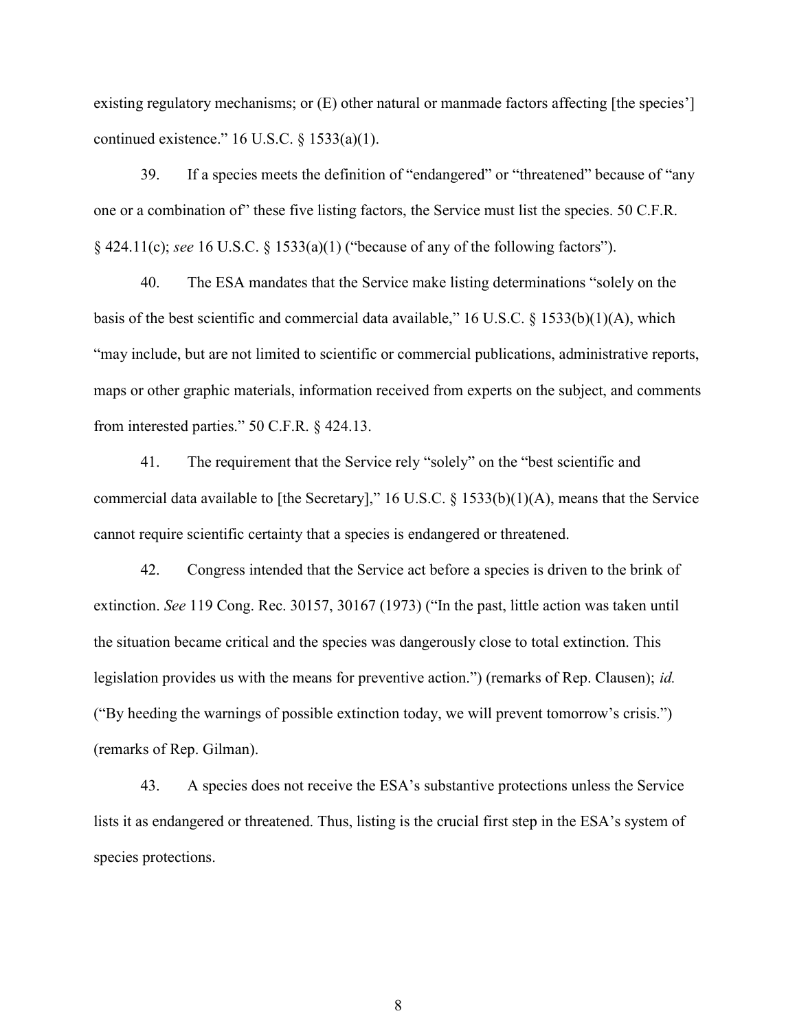existing regulatory mechanisms; or (E) other natural or manmade factors affecting [the species'] continued existence." 16 U.S.C. § 1533(a)(1).

39. If a species meets the definition of "endangered" or "threatened" because of "any one or a combination of" these five listing factors, the Service must list the species. 50 C.F.R. § 424.11(c); *see* 16 U.S.C. § 1533(a)(1) ("because of any of the following factors").

40. The ESA mandates that the Service make listing determinations "solely on the basis of the best scientific and commercial data available," 16 U.S.C. § 1533(b)(1)(A), which "may include, but are not limited to scientific or commercial publications, administrative reports, maps or other graphic materials, information received from experts on the subject, and comments from interested parties." 50 C.F.R. § 424.13.

41. The requirement that the Service rely "solely" on the "best scientific and commercial data available to [the Secretary]," 16 U.S.C. § 1533(b)(1)(A), means that the Service cannot require scientific certainty that a species is endangered or threatened.

42. Congress intended that the Service act before a species is driven to the brink of extinction. *See* 119 Cong. Rec. 30157, 30167 (1973) ("In the past, little action was taken until the situation became critical and the species was dangerously close to total extinction. This legislation provides us with the means for preventive action.") (remarks of Rep. Clausen); *id.* ("By heeding the warnings of possible extinction today, we will prevent tomorrow's crisis.") (remarks of Rep. Gilman).

43. A species does not receive the ESA's substantive protections unless the Service lists it as endangered or threatened. Thus, listing is the crucial first step in the ESA's system of species protections.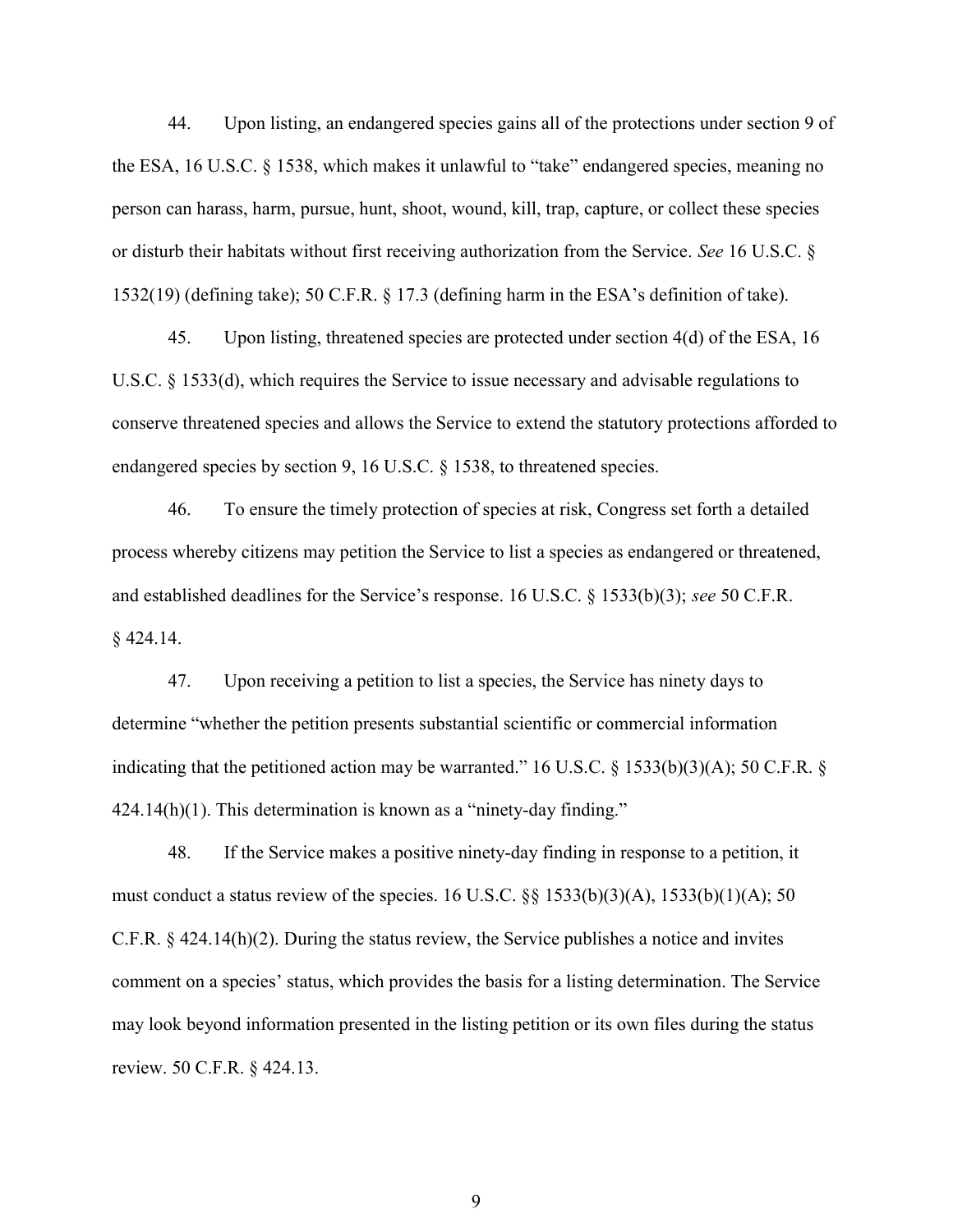44. Upon listing, an endangered species gains all of the protections under section 9 of the ESA, 16 U.S.C. § 1538, which makes it unlawful to "take" endangered species, meaning no person can harass, harm, pursue, hunt, shoot, wound, kill, trap, capture, or collect these species or disturb their habitats without first receiving authorization from the Service. *See* 16 U.S.C. § 1532(19) (defining take); 50 C.F.R. § 17.3 (defining harm in the ESA's definition of take).

45. Upon listing, threatened species are protected under section 4(d) of the ESA, 16 U.S.C. § 1533(d), which requires the Service to issue necessary and advisable regulations to conserve threatened species and allows the Service to extend the statutory protections afforded to endangered species by section 9, 16 U.S.C. § 1538, to threatened species.

46. To ensure the timely protection of species at risk, Congress set forth a detailed process whereby citizens may petition the Service to list a species as endangered or threatened, and established deadlines for the Service's response. 16 U.S.C. § 1533(b)(3); *see* 50 C.F.R. § 424.14.

47. Upon receiving a petition to list a species, the Service has ninety days to determine "whether the petition presents substantial scientific or commercial information indicating that the petitioned action may be warranted." 16 U.S.C. § 1533(b)(3)(A); 50 C.F.R. § 424.14(h)(1). This determination is known as a "ninety-day finding."

48. If the Service makes a positive ninety-day finding in response to a petition, it must conduct a status review of the species. 16 U.S.C. §§ 1533(b)(3)(A), 1533(b)(1)(A); 50 C.F.R. § 424.14(h)(2). During the status review, the Service publishes a notice and invites comment on a species' status, which provides the basis for a listing determination. The Service may look beyond information presented in the listing petition or its own files during the status review. 50 C.F.R. § 424.13.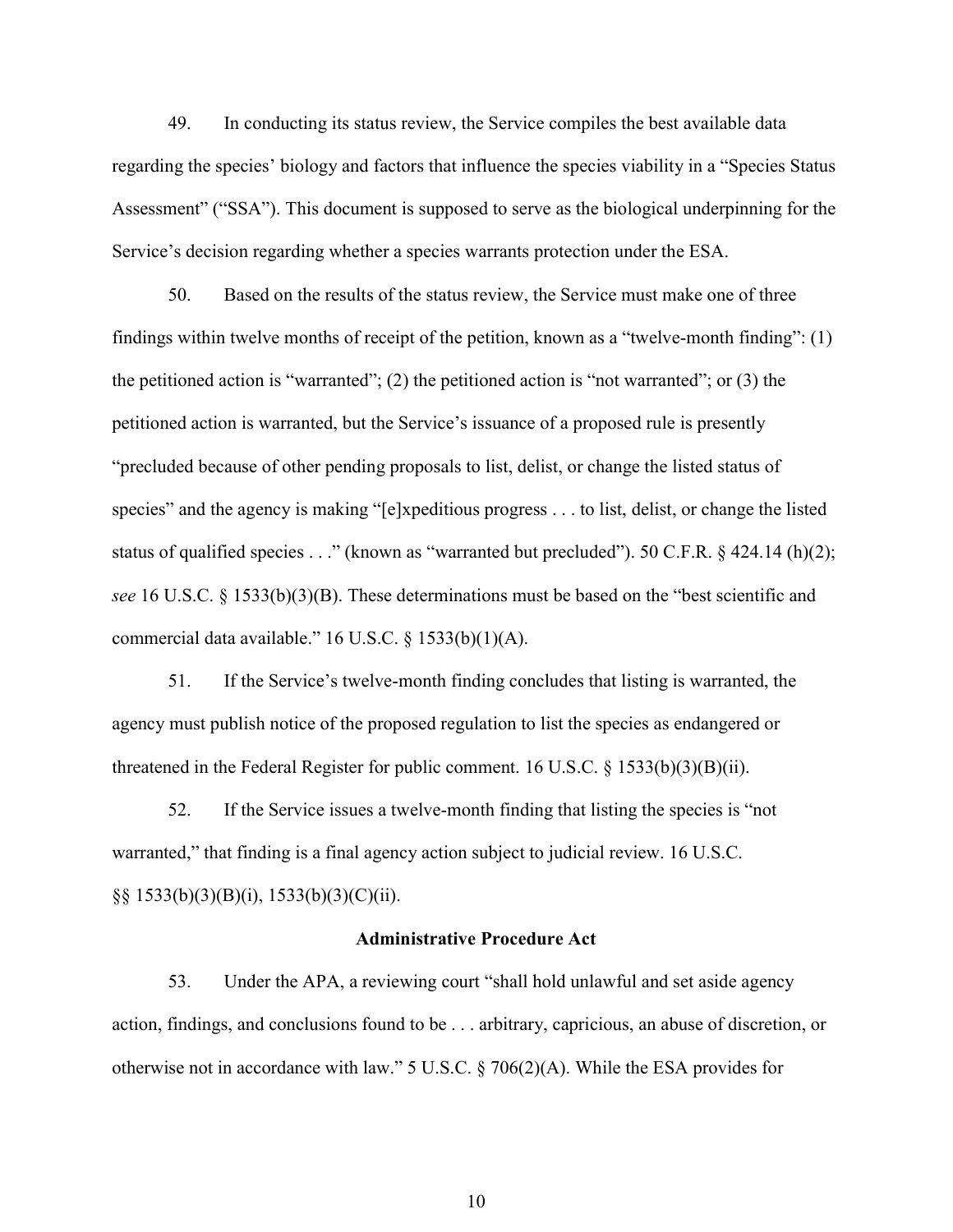49. In conducting its status review, the Service compiles the best available data regarding the species' biology and factors that influence the species viability in a "Species Status Assessment" ("SSA"). This document is supposed to serve as the biological underpinning for the Service's decision regarding whether a species warrants protection under the ESA.

50. Based on the results of the status review, the Service must make one of three findings within twelve months of receipt of the petition, known as a "twelve-month finding": (1) the petitioned action is "warranted"; (2) the petitioned action is "not warranted"; or (3) the petitioned action is warranted, but the Service's issuance of a proposed rule is presently "precluded because of other pending proposals to list, delist, or change the listed status of species" and the agency is making "[e]xpeditious progress . . . to list, delist, or change the listed status of qualified species . . ." (known as "warranted but precluded"). 50 C.F.R. § 424.14 (h)(2); *see* 16 U.S.C. § 1533(b)(3)(B). These determinations must be based on the "best scientific and commercial data available." 16 U.S.C. § 1533(b)(1)(A).

51. If the Service's twelve-month finding concludes that listing is warranted, the agency must publish notice of the proposed regulation to list the species as endangered or threatened in the Federal Register for public comment. 16 U.S.C. § 1533(b)(3)(B)(ii).

52. If the Service issues a twelve-month finding that listing the species is "not warranted," that finding is a final agency action subject to judicial review. 16 U.S.C. §§ 1533(b)(3)(B)(i), 1533(b)(3)(C)(ii).

### Administrative Procedure Act

53. Under the APA, a reviewing court "shall hold unlawful and set aside agency action, findings, and conclusions found to be . . . arbitrary, capricious, an abuse of discretion, or otherwise not in accordance with law." 5 U.S.C. § 706(2)(A). While the ESA provides for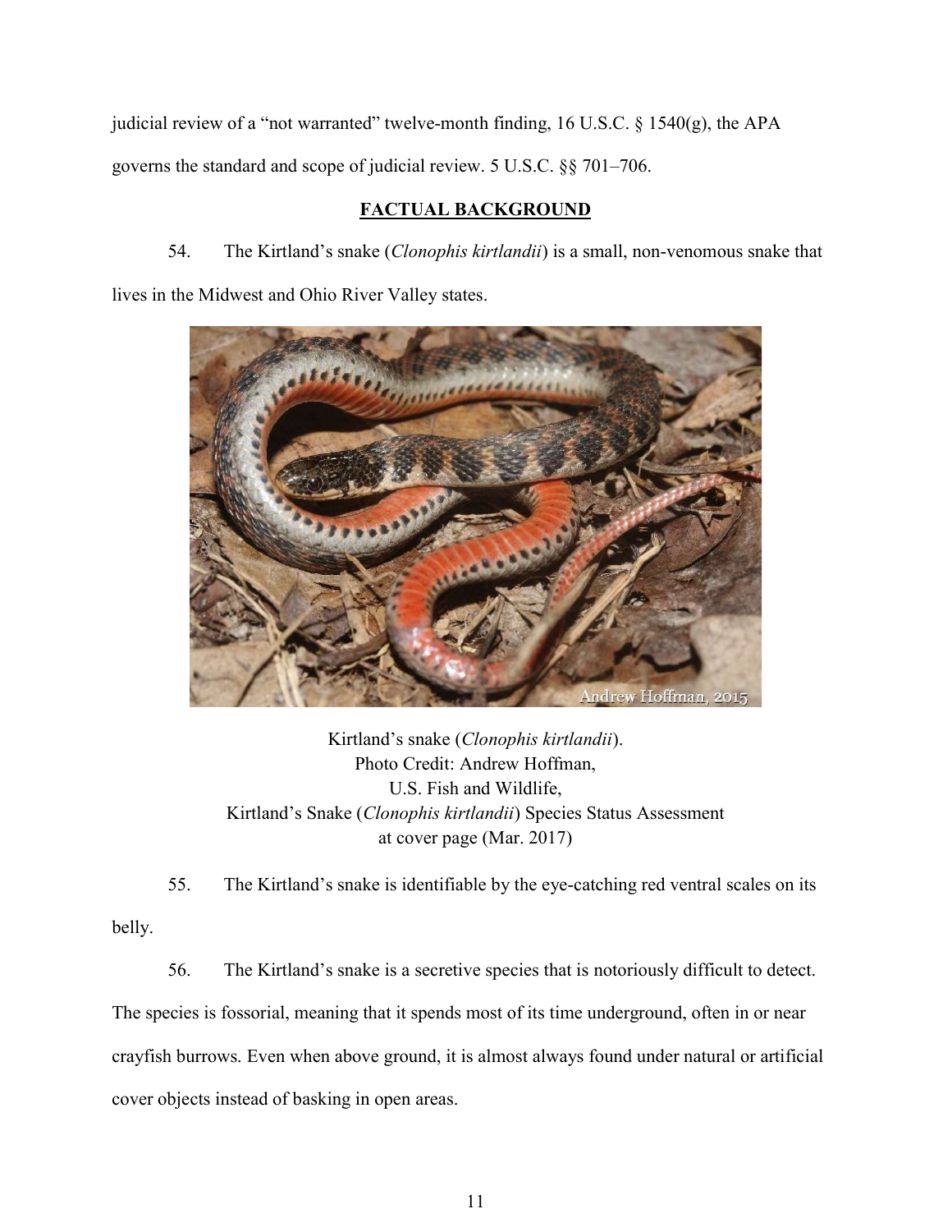judicial review of a "not warranted" twelve-month finding, 16 U.S.C. § 1540(g), the APA governs the standard and scope of judicial review. 5 U.S.C. §§ 701–706.

## FACTUAL BACKGROUND

54. The Kirtland's snake (*Clonophis kirtlandii*) is a small, non-venomous snake that lives in the Midwest and Ohio River Valley states.

Kirtland's snake (*Clonophis kirtlandii*).
Photo Credit: Andrew Hoffman,
U.S. Fish and Wildlife,
Kirtland's Snake (*Clonophis kirtlandii*) Species Status Assessment
at cover page (Mar. 2017)

55. The Kirtland's snake is identifiable by the eye-catching red ventral scales on its belly.

56. The Kirtland's snake is a secretive species that is notoriously difficult to detect. The species is fossorial, meaning that it spends most of its time underground, often in or near crayfish burrows. Even when above ground, it is almost always found under natural or artificial cover objects instead of basking in open areas.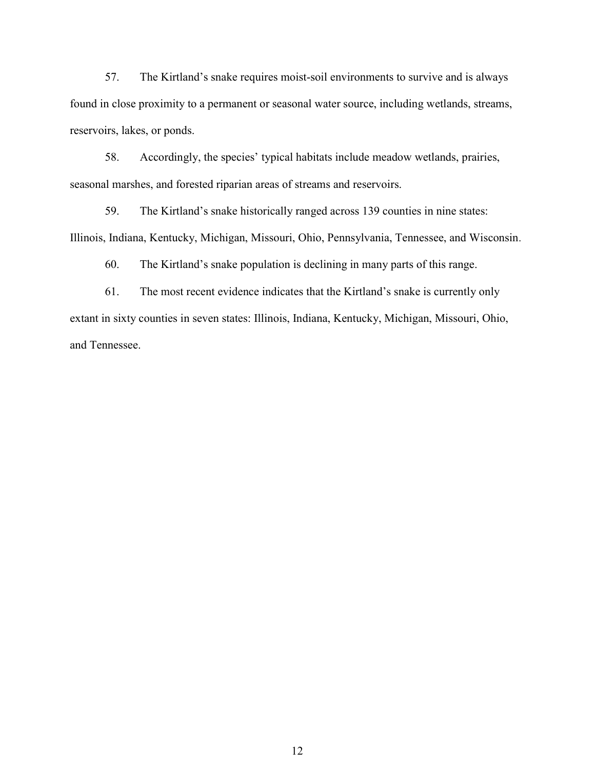57. The Kirtland's snake requires moist-soil environments to survive and is always found in close proximity to a permanent or seasonal water source, including wetlands, streams, reservoirs, lakes, or ponds.

58. Accordingly, the species' typical habitats include meadow wetlands, prairies, seasonal marshes, and forested riparian areas of streams and reservoirs.

59. The Kirtland's snake historically ranged across 139 counties in nine states: Illinois, Indiana, Kentucky, Michigan, Missouri, Ohio, Pennsylvania, Tennessee, and Wisconsin.

60. The Kirtland's snake population is declining in many parts of this range.

61. The most recent evidence indicates that the Kirtland's snake is currently only extant in sixty counties in seven states: Illinois, Indiana, Kentucky, Michigan, Missouri, Ohio, and Tennessee.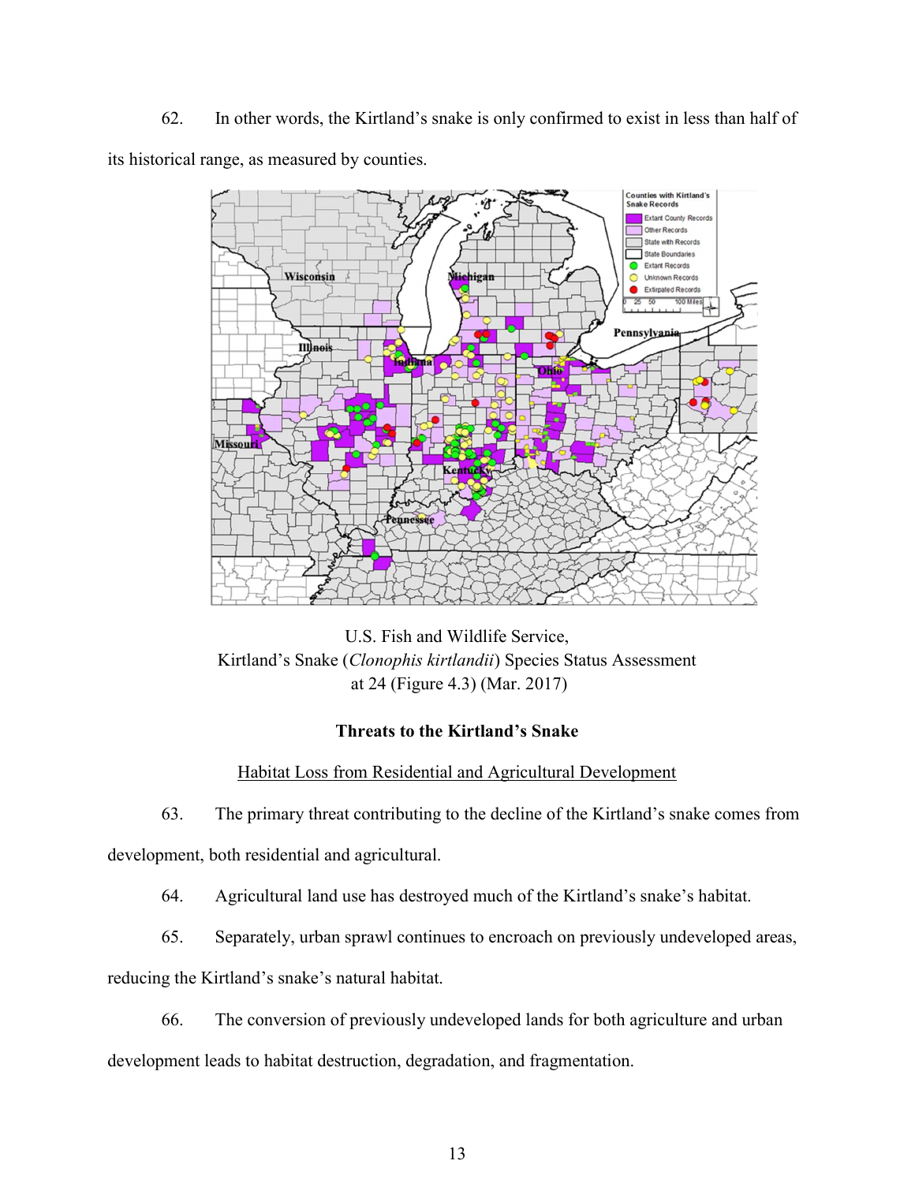62. In other words, the Kirtland's snake is only confirmed to exist in less than half of its historical range, as measured by counties.

U.S. Fish and Wildlife Service,
Kirtland's Snake (*Clonophis kirtlandii*) Species Status Assessment
at 24 (Figure 4.3) (Mar. 2017)

**Threats to the Kirtland's Snake**

Habitat Loss from Residential and Agricultural Development

63. The primary threat contributing to the decline of the Kirtland's snake comes from development, both residential and agricultural.

64. Agricultural land use has destroyed much of the Kirtland's snake's habitat.

65. Separately, urban sprawl continues to encroach on previously undeveloped areas, reducing the Kirtland's snake's natural habitat.

66. The conversion of previously undeveloped lands for both agriculture and urban development leads to habitat destruction, degradation, and fragmentation.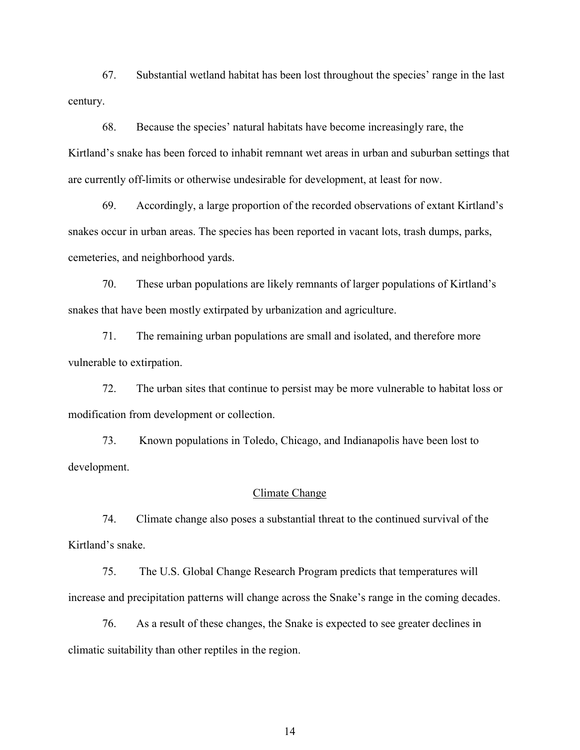67. Substantial wetland habitat has been lost throughout the species' range in the last century.

68. Because the species' natural habitats have become increasingly rare, the Kirtland's snake has been forced to inhabit remnant wet areas in urban and suburban settings that are currently off-limits or otherwise undesirable for development, at least for now.

69. Accordingly, a large proportion of the recorded observations of extant Kirtland's snakes occur in urban areas. The species has been reported in vacant lots, trash dumps, parks, cemeteries, and neighborhood yards.

70. These urban populations are likely remnants of larger populations of Kirtland's snakes that have been mostly extirpated by urbanization and agriculture.

71. The remaining urban populations are small and isolated, and therefore more vulnerable to extirpation.

72. The urban sites that continue to persist may be more vulnerable to habitat loss or modification from development or collection.

73. Known populations in Toledo, Chicago, and Indianapolis have been lost to development.

<u>Climate Change</u>

74. Climate change also poses a substantial threat to the continued survival of the Kirtland's snake.

75. The U.S. Global Change Research Program predicts that temperatures will increase and precipitation patterns will change across the Snake's range in the coming decades.

76. As a result of these changes, the Snake is expected to see greater declines in climatic suitability than other reptiles in the region.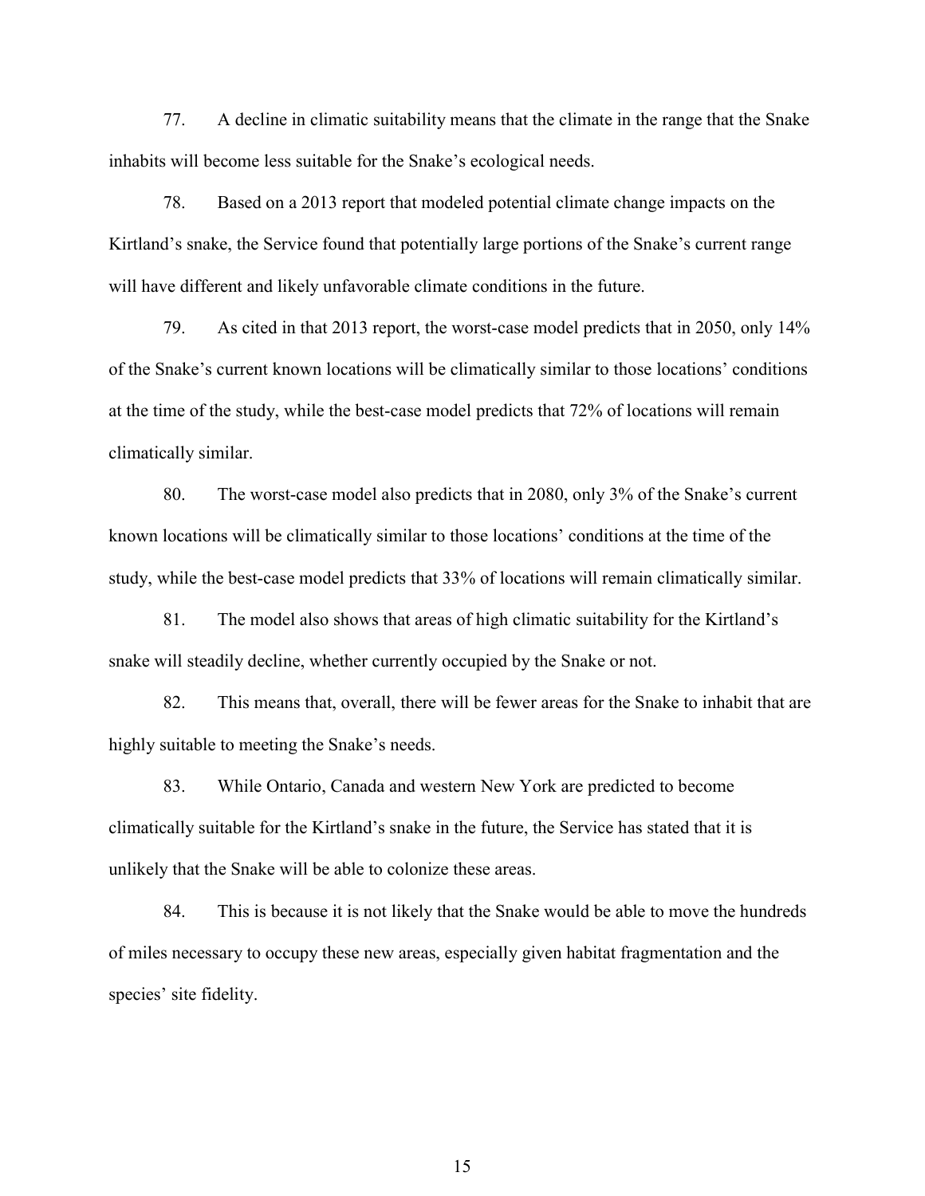77. A decline in climatic suitability means that the climate in the range that the Snake inhabits will become less suitable for the Snake's ecological needs.

78. Based on a 2013 report that modeled potential climate change impacts on the Kirtland's snake, the Service found that potentially large portions of the Snake's current range will have different and likely unfavorable climate conditions in the future.

79. As cited in that 2013 report, the worst-case model predicts that in 2050, only 14% of the Snake's current known locations will be climatically similar to those locations' conditions at the time of the study, while the best-case model predicts that 72% of locations will remain climatically similar.

80. The worst-case model also predicts that in 2080, only 3% of the Snake's current known locations will be climatically similar to those locations' conditions at the time of the study, while the best-case model predicts that 33% of locations will remain climatically similar.

81. The model also shows that areas of high climatic suitability for the Kirtland's snake will steadily decline, whether currently occupied by the Snake or not.

82. This means that, overall, there will be fewer areas for the Snake to inhabit that are highly suitable to meeting the Snake's needs.

83. While Ontario, Canada and western New York are predicted to become climatically suitable for the Kirtland's snake in the future, the Service has stated that it is unlikely that the Snake will be able to colonize these areas.

84. This is because it is not likely that the Snake would be able to move the hundreds of miles necessary to occupy these new areas, especially given habitat fragmentation and the species' site fidelity.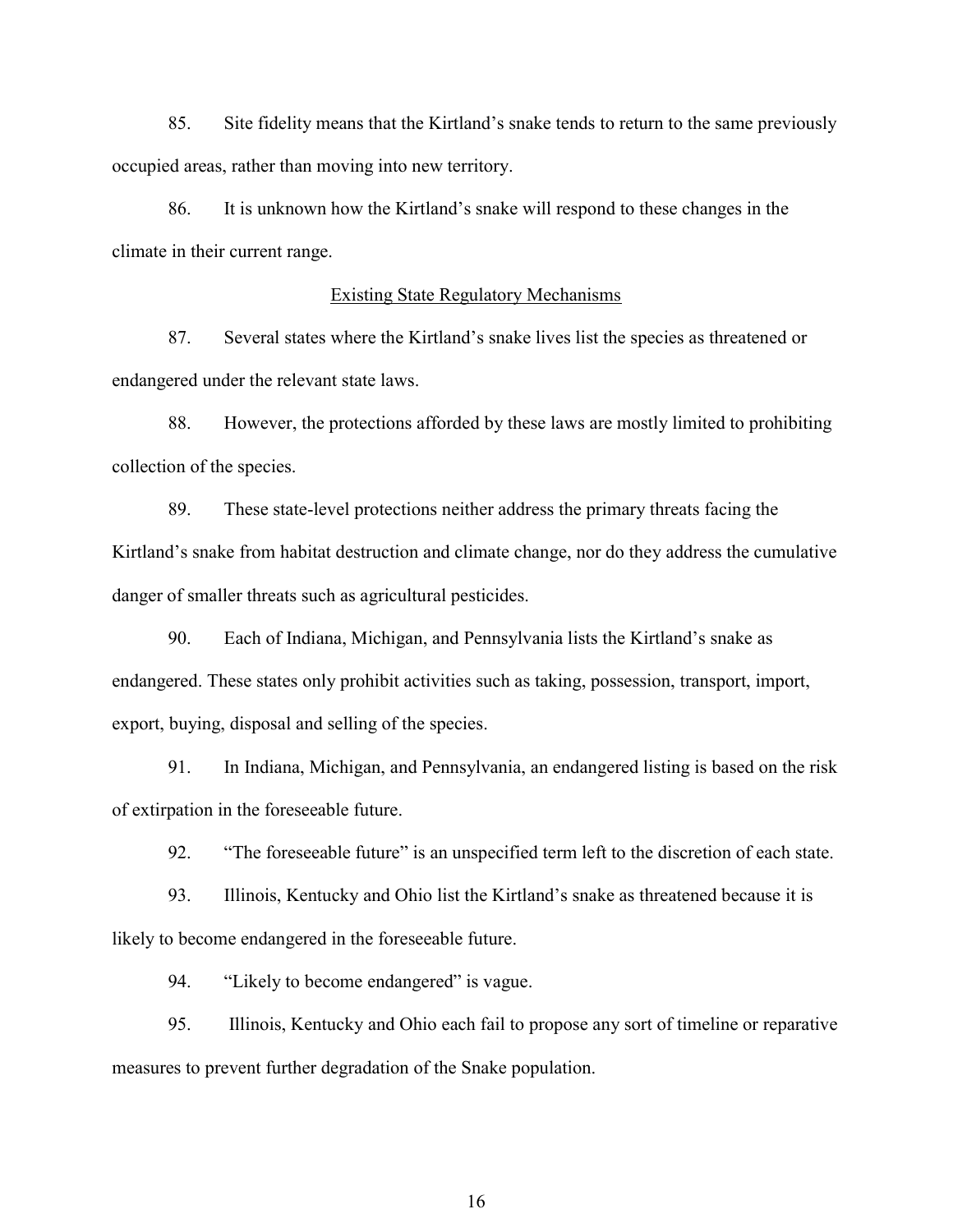85. Site fidelity means that the Kirtland's snake tends to return to the same previously occupied areas, rather than moving into new territory.

86. It is unknown how the Kirtland's snake will respond to these changes in the climate in their current range.

<u>Existing State Regulatory Mechanisms</u>

87. Several states where the Kirtland's snake lives list the species as threatened or endangered under the relevant state laws.

88. However, the protections afforded by these laws are mostly limited to prohibiting collection of the species.

89. These state-level protections neither address the primary threats facing the Kirtland's snake from habitat destruction and climate change, nor do they address the cumulative danger of smaller threats such as agricultural pesticides.

90. Each of Indiana, Michigan, and Pennsylvania lists the Kirtland's snake as endangered. These states only prohibit activities such as taking, possession, transport, import, export, buying, disposal and selling of the species.

91. In Indiana, Michigan, and Pennsylvania, an endangered listing is based on the risk of extirpation in the foreseeable future.

92. "The foreseeable future" is an unspecified term left to the discretion of each state.

93. Illinois, Kentucky and Ohio list the Kirtland's snake as threatened because it is likely to become endangered in the foreseeable future.

94. "Likely to become endangered" is vague.

95. Illinois, Kentucky and Ohio each fail to propose any sort of timeline or reparative measures to prevent further degradation of the Snake population.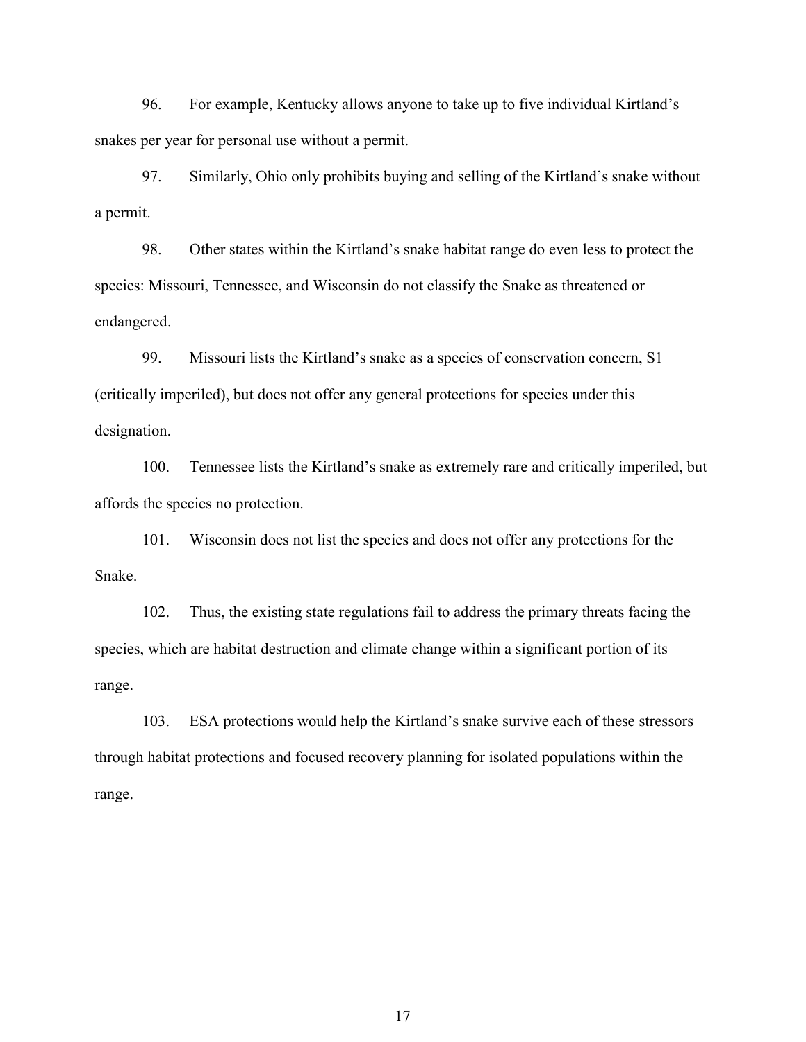96. For example, Kentucky allows anyone to take up to five individual Kirtland's snakes per year for personal use without a permit.

97. Similarly, Ohio only prohibits buying and selling of the Kirtland's snake without a permit.

98. Other states within the Kirtland's snake habitat range do even less to protect the species: Missouri, Tennessee, and Wisconsin do not classify the Snake as threatened or endangered.

99. Missouri lists the Kirtland's snake as a species of conservation concern, S1 (critically imperiled), but does not offer any general protections for species under this designation.

100. Tennessee lists the Kirtland's snake as extremely rare and critically imperiled, but affords the species no protection.

101. Wisconsin does not list the species and does not offer any protections for the Snake.

102. Thus, the existing state regulations fail to address the primary threats facing the species, which are habitat destruction and climate change within a significant portion of its range.

103. ESA protections would help the Kirtland's snake survive each of these stressors through habitat protections and focused recovery planning for isolated populations within the range.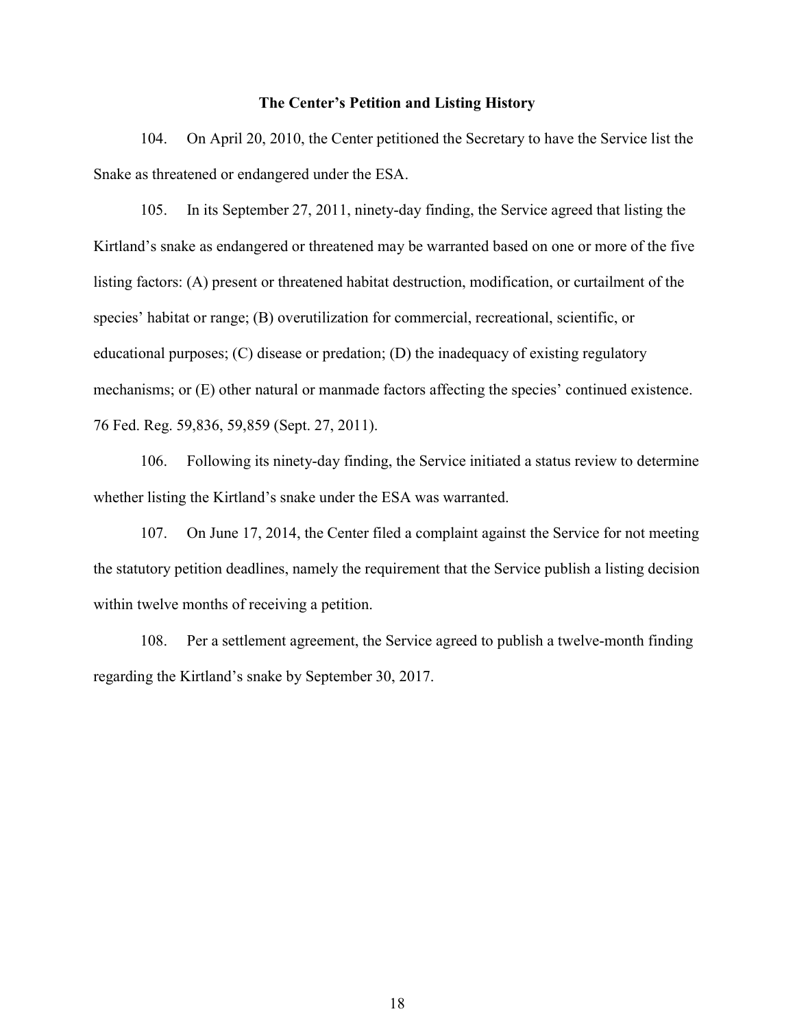## The Center's Petition and Listing History

104. On April 20, 2010, the Center petitioned the Secretary to have the Service list the Snake as threatened or endangered under the ESA.

105. In its September 27, 2011, ninety-day finding, the Service agreed that listing the Kirtland's snake as endangered or threatened may be warranted based on one or more of the five listing factors: (A) present or threatened habitat destruction, modification, or curtailment of the species' habitat or range; (B) overutilization for commercial, recreational, scientific, or educational purposes; (C) disease or predation; (D) the inadequacy of existing regulatory mechanisms; or (E) other natural or manmade factors affecting the species' continued existence. 76 Fed. Reg. 59,836, 59,859 (Sept. 27, 2011).

106. Following its ninety-day finding, the Service initiated a status review to determine whether listing the Kirtland's snake under the ESA was warranted.

107. On June 17, 2014, the Center filed a complaint against the Service for not meeting the statutory petition deadlines, namely the requirement that the Service publish a listing decision within twelve months of receiving a petition.

108. Per a settlement agreement, the Service agreed to publish a twelve-month finding regarding the Kirtland's snake by September 30, 2017.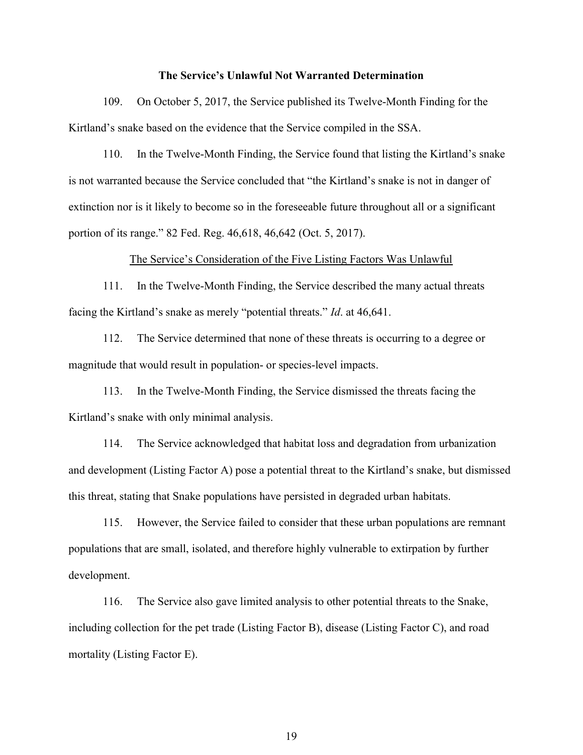**The Service's Unlawful Not Warranted Determination**

109. On October 5, 2017, the Service published its Twelve-Month Finding for the Kirtland's snake based on the evidence that the Service compiled in the SSA.

110. In the Twelve-Month Finding, the Service found that listing the Kirtland's snake is not warranted because the Service concluded that "the Kirtland's snake is not in danger of extinction nor is it likely to become so in the foreseeable future throughout all or a significant portion of its range." 82 Fed. Reg. 46,618, 46,642 (Oct. 5, 2017).

<u>The Service's Consideration of the Five Listing Factors Was Unlawful</u>

111. In the Twelve-Month Finding, the Service described the many actual threats facing the Kirtland's snake as merely "potential threats." *Id*. at 46,641.

112. The Service determined that none of these threats is occurring to a degree or magnitude that would result in population- or species-level impacts.

113. In the Twelve-Month Finding, the Service dismissed the threats facing the Kirtland's snake with only minimal analysis.

114. The Service acknowledged that habitat loss and degradation from urbanization and development (Listing Factor A) pose a potential threat to the Kirtland's snake, but dismissed this threat, stating that Snake populations have persisted in degraded urban habitats.

115. However, the Service failed to consider that these urban populations are remnant populations that are small, isolated, and therefore highly vulnerable to extirpation by further development.

116. The Service also gave limited analysis to other potential threats to the Snake, including collection for the pet trade (Listing Factor B), disease (Listing Factor C), and road mortality (Listing Factor E).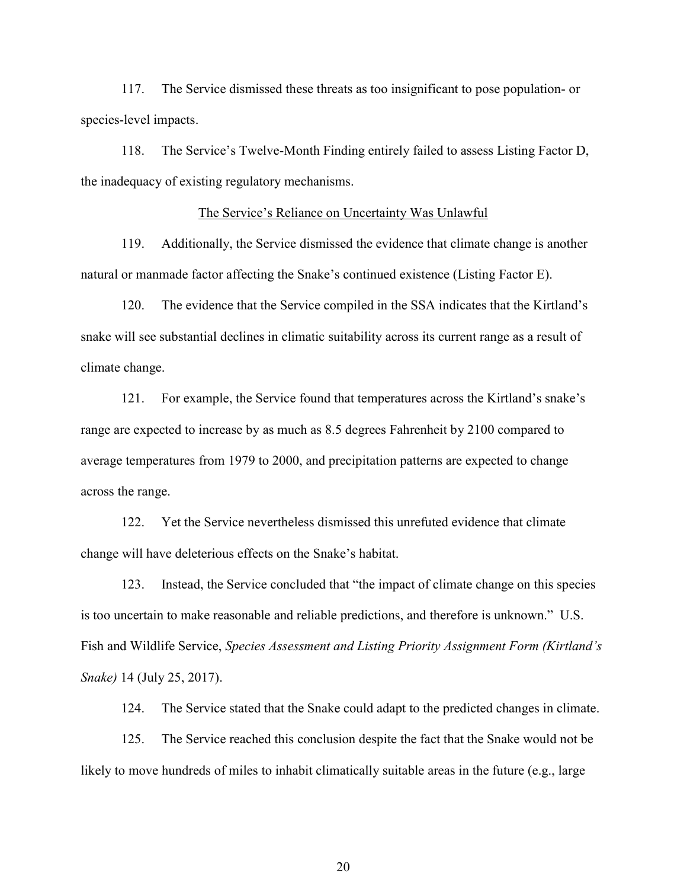117. The Service dismissed these threats as too insignificant to pose population- or species-level impacts.

118. The Service's Twelve-Month Finding entirely failed to assess Listing Factor D, the inadequacy of existing regulatory mechanisms.

<u>The Service's Reliance on Uncertainty Was Unlawful</u>

119. Additionally, the Service dismissed the evidence that climate change is another natural or manmade factor affecting the Snake's continued existence (Listing Factor E).

120. The evidence that the Service compiled in the SSA indicates that the Kirtland's snake will see substantial declines in climatic suitability across its current range as a result of climate change.

121. For example, the Service found that temperatures across the Kirtland's snake's range are expected to increase by as much as 8.5 degrees Fahrenheit by 2100 compared to average temperatures from 1979 to 2000, and precipitation patterns are expected to change across the range.

122. Yet the Service nevertheless dismissed this unrefuted evidence that climate change will have deleterious effects on the Snake's habitat.

123. Instead, the Service concluded that "the impact of climate change on this species is too uncertain to make reasonable and reliable predictions, and therefore is unknown." U.S. Fish and Wildlife Service, *Species Assessment and Listing Priority Assignment Form (Kirtland's Snake)* 14 (July 25, 2017).

124. The Service stated that the Snake could adapt to the predicted changes in climate.

125. The Service reached this conclusion despite the fact that the Snake would not be likely to move hundreds of miles to inhabit climatically suitable areas in the future (e.g., large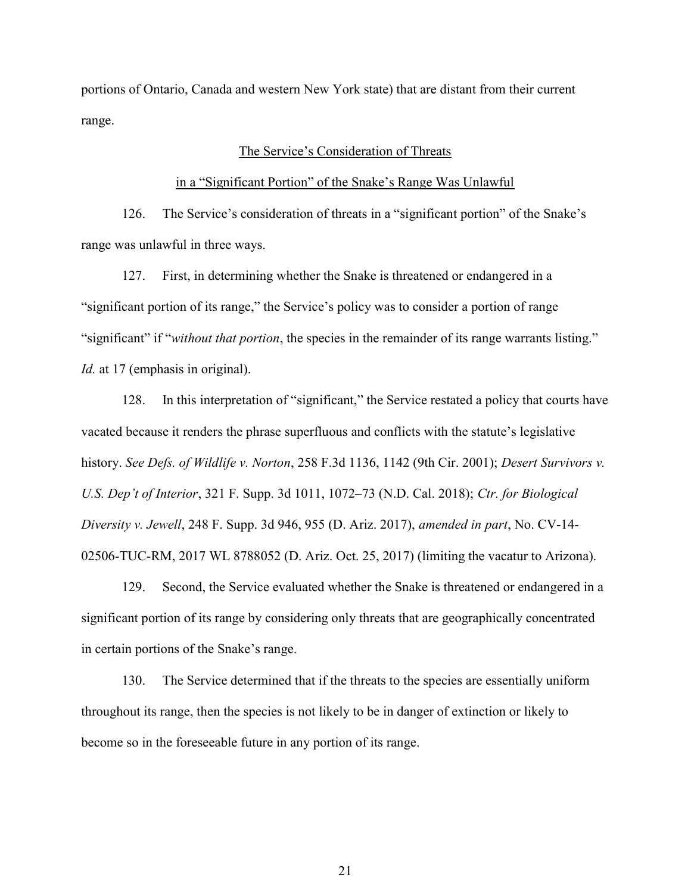portions of Ontario, Canada and western New York state) that are distant from their current range.

<u>The Service's Consideration of Threats</u>

<u>in a "Significant Portion" of the Snake's Range Was Unlawful</u>

126. The Service's consideration of threats in a "significant portion" of the Snake's range was unlawful in three ways.

127. First, in determining whether the Snake is threatened or endangered in a "significant portion of its range," the Service's policy was to consider a portion of range "significant" if "*without that portion*, the species in the remainder of its range warrants listing." *Id.* at 17 (emphasis in original).

128. In this interpretation of "significant," the Service restated a policy that courts have vacated because it renders the phrase superfluous and conflicts with the statute's legislative history. *See Defs. of Wildlife v. Norton*, 258 F.3d 1136, 1142 (9th Cir. 2001); *Desert Survivors v. U.S. Dep't of Interior*, 321 F. Supp. 3d 1011, 1072–73 (N.D. Cal. 2018); *Ctr. for Biological Diversity v. Jewell*, 248 F. Supp. 3d 946, 955 (D. Ariz. 2017), *amended in part*, No. CV-14-02506-TUC-RM, 2017 WL 8788052 (D. Ariz. Oct. 25, 2017) (limiting the vacatur to Arizona).

129. Second, the Service evaluated whether the Snake is threatened or endangered in a significant portion of its range by considering only threats that are geographically concentrated in certain portions of the Snake's range.

130. The Service determined that if the threats to the species are essentially uniform throughout its range, then the species is not likely to be in danger of extinction or likely to become so in the foreseeable future in any portion of its range.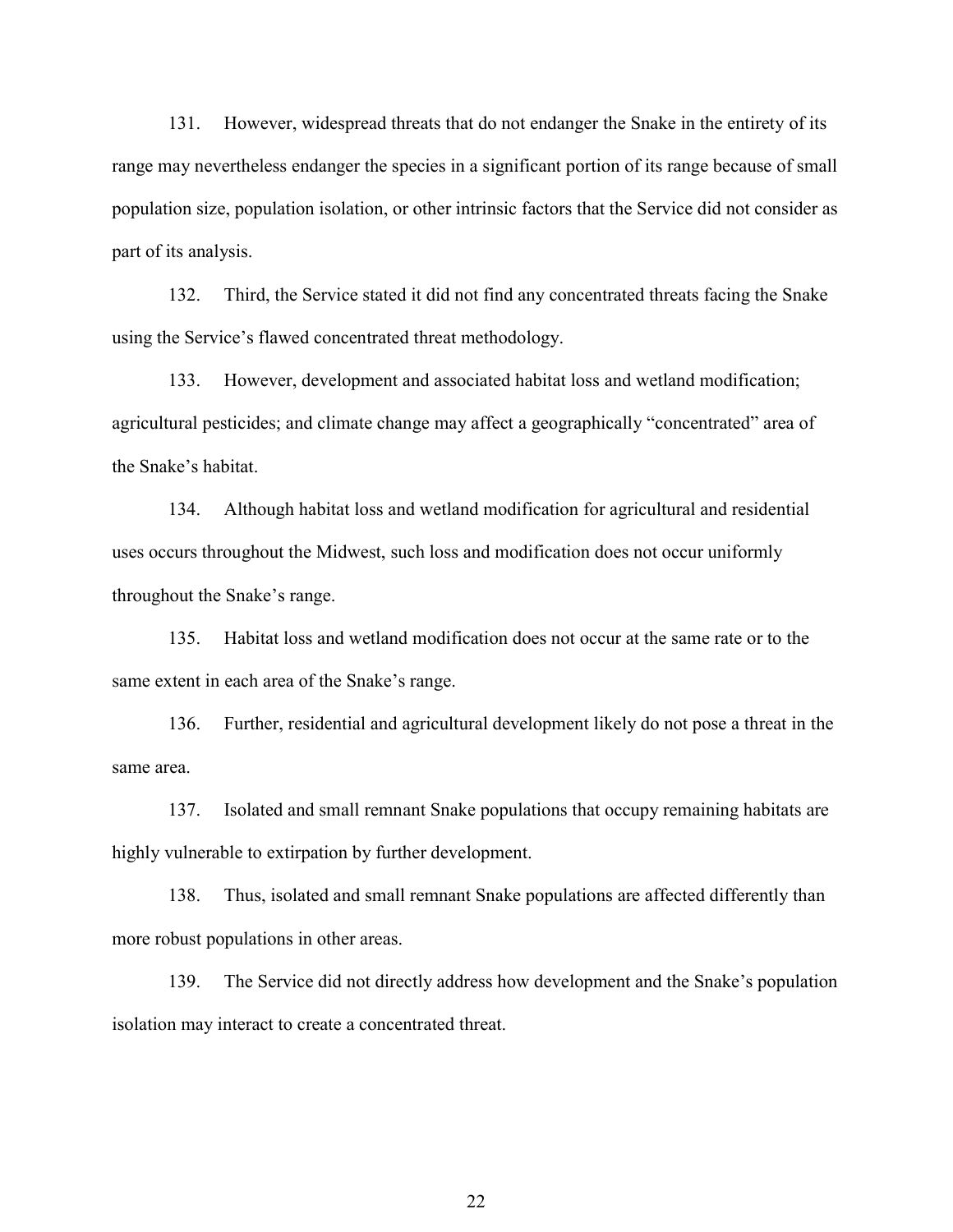131. However, widespread threats that do not endanger the Snake in the entirety of its range may nevertheless endanger the species in a significant portion of its range because of small population size, population isolation, or other intrinsic factors that the Service did not consider as part of its analysis.

132. Third, the Service stated it did not find any concentrated threats facing the Snake using the Service's flawed concentrated threat methodology.

133. However, development and associated habitat loss and wetland modification; agricultural pesticides; and climate change may affect a geographically "concentrated" area of the Snake's habitat.

134. Although habitat loss and wetland modification for agricultural and residential uses occurs throughout the Midwest, such loss and modification does not occur uniformly throughout the Snake's range.

135. Habitat loss and wetland modification does not occur at the same rate or to the same extent in each area of the Snake's range.

136. Further, residential and agricultural development likely do not pose a threat in the same area.

137. Isolated and small remnant Snake populations that occupy remaining habitats are highly vulnerable to extirpation by further development.

138. Thus, isolated and small remnant Snake populations are affected differently than more robust populations in other areas.

139. The Service did not directly address how development and the Snake's population isolation may interact to create a concentrated threat.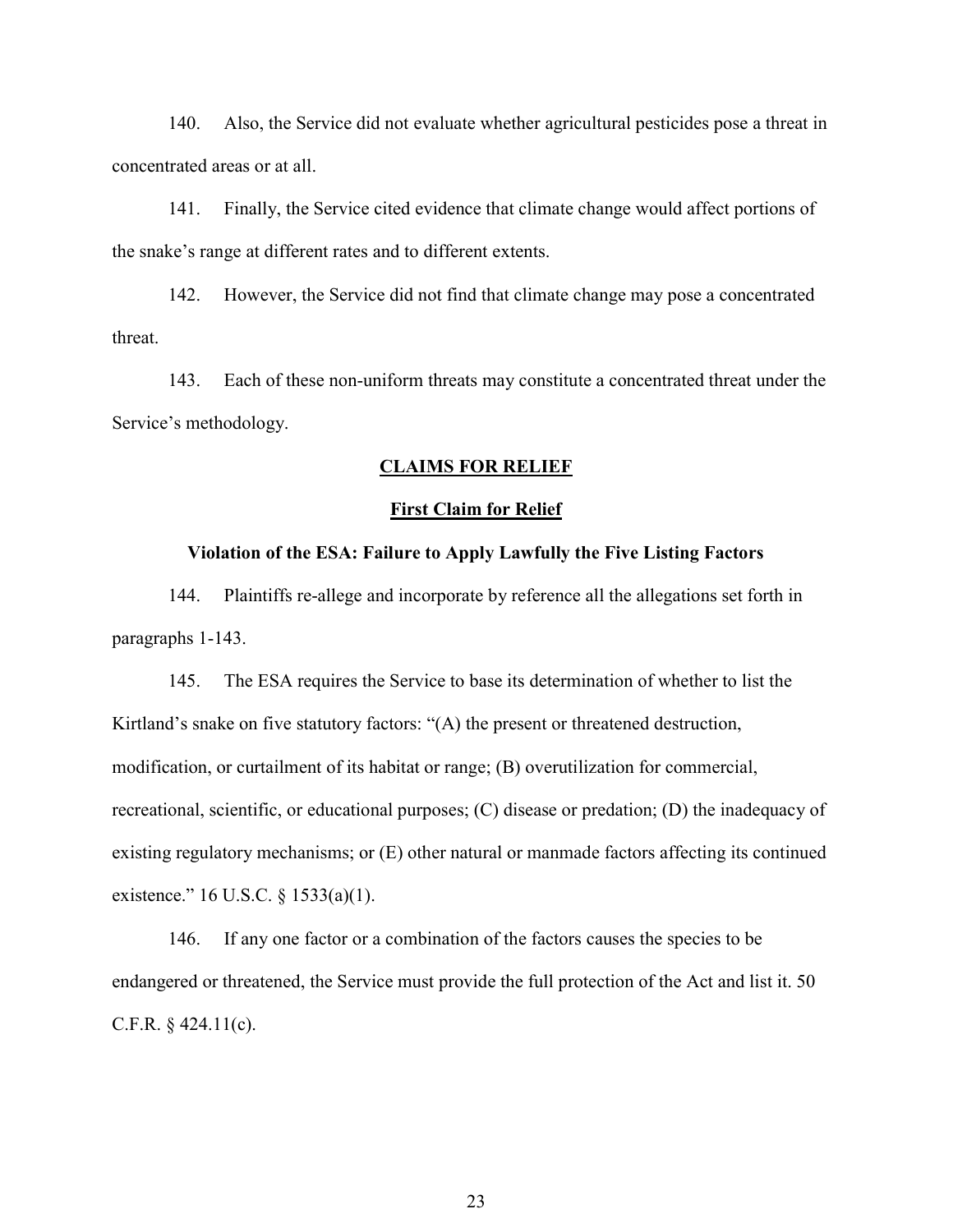140. Also, the Service did not evaluate whether agricultural pesticides pose a threat in concentrated areas or at all.

141. Finally, the Service cited evidence that climate change would affect portions of the snake's range at different rates and to different extents.

142. However, the Service did not find that climate change may pose a concentrated threat.

143. Each of these non-uniform threats may constitute a concentrated threat under the Service's methodology.

## CLAIMS FOR RELIEF

### First Claim for Relief

#### Violation of the ESA: Failure to Apply Lawfully the Five Listing Factors

144. Plaintiffs re-allege and incorporate by reference all the allegations set forth in paragraphs 1-143.

145. The ESA requires the Service to base its determination of whether to list the Kirtland's snake on five statutory factors: "(A) the present or threatened destruction, modification, or curtailment of its habitat or range; (B) overutilization for commercial, recreational, scientific, or educational purposes; (C) disease or predation; (D) the inadequacy of existing regulatory mechanisms; or (E) other natural or manmade factors affecting its continued existence." 16 U.S.C. § 1533(a)(1).

146. If any one factor or a combination of the factors causes the species to be endangered or threatened, the Service must provide the full protection of the Act and list it. 50 C.F.R. § 424.11(c).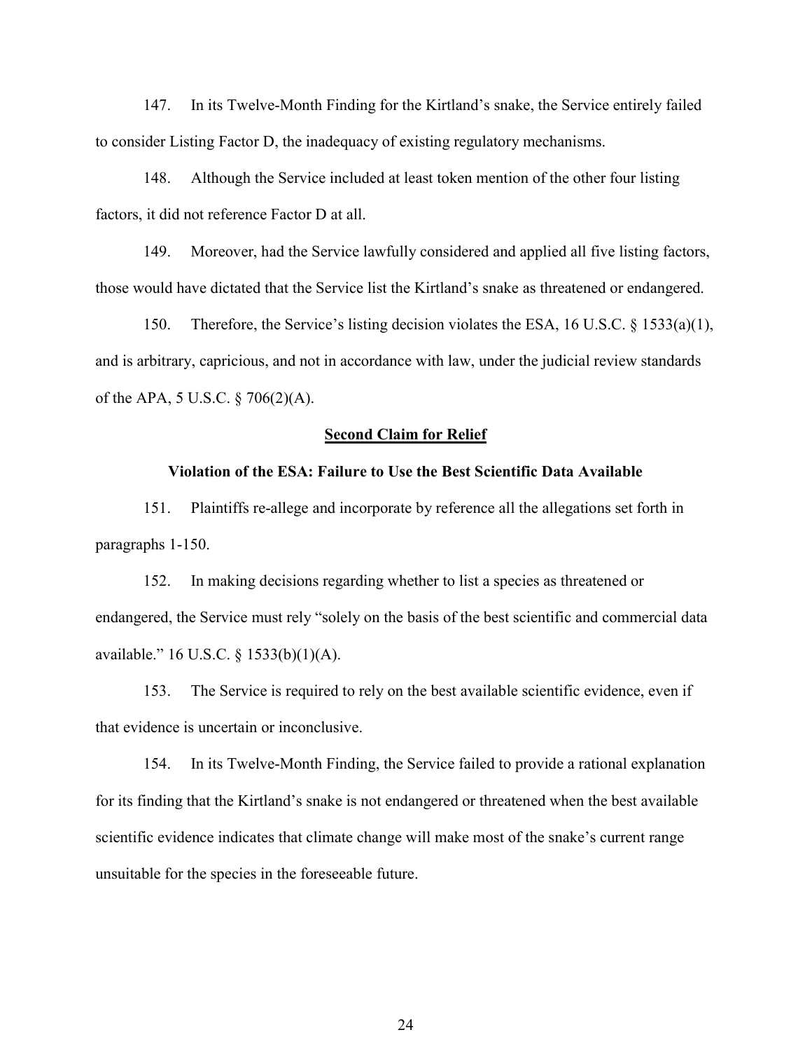147. In its Twelve-Month Finding for the Kirtland's snake, the Service entirely failed to consider Listing Factor D, the inadequacy of existing regulatory mechanisms.

148. Although the Service included at least token mention of the other four listing factors, it did not reference Factor D at all.

149. Moreover, had the Service lawfully considered and applied all five listing factors, those would have dictated that the Service list the Kirtland's snake as threatened or endangered.

150. Therefore, the Service's listing decision violates the ESA, 16 U.S.C. § 1533(a)(1), and is arbitrary, capricious, and not in accordance with law, under the judicial review standards of the APA, 5 U.S.C. § 706(2)(A).

## Second Claim for Relief

### Violation of the ESA: Failure to Use the Best Scientific Data Available

151. Plaintiffs re-allege and incorporate by reference all the allegations set forth in paragraphs 1-150.

152. In making decisions regarding whether to list a species as threatened or endangered, the Service must rely "solely on the basis of the best scientific and commercial data available." 16 U.S.C. § 1533(b)(1)(A).

153. The Service is required to rely on the best available scientific evidence, even if that evidence is uncertain or inconclusive.

154. In its Twelve-Month Finding, the Service failed to provide a rational explanation for its finding that the Kirtland's snake is not endangered or threatened when the best available scientific evidence indicates that climate change will make most of the snake's current range unsuitable for the species in the foreseeable future.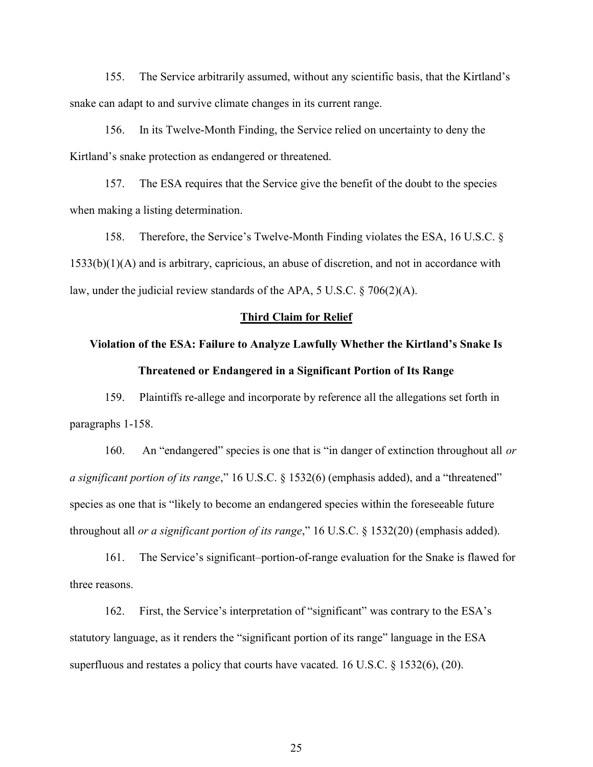155. The Service arbitrarily assumed, without any scientific basis, that the Kirtland's snake can adapt to and survive climate changes in its current range.

156. In its Twelve-Month Finding, the Service relied on uncertainty to deny the Kirtland's snake protection as endangered or threatened.

157. The ESA requires that the Service give the benefit of the doubt to the species when making a listing determination.

158. Therefore, the Service's Twelve-Month Finding violates the ESA, 16 U.S.C. § 1533(b)(1)(A) and is arbitrary, capricious, an abuse of discretion, and not in accordance with law, under the judicial review standards of the APA, 5 U.S.C. § 706(2)(A).

## Third Claim for Relief

### Violation of the ESA: Failure to Analyze Lawfully Whether the Kirtland's Snake Is Threatened or Endangered in a Significant Portion of Its Range

159. Plaintiffs re-allege and incorporate by reference all the allegations set forth in paragraphs 1-158.

160. An "endangered" species is one that is "in danger of extinction throughout all *or a significant portion of its range*," 16 U.S.C. § 1532(6) (emphasis added), and a "threatened" species as one that is "likely to become an endangered species within the foreseeable future throughout all *or a significant portion of its range*," 16 U.S.C. § 1532(20) (emphasis added).

161. The Service's significant–portion-of-range evaluation for the Snake is flawed for three reasons.

162. First, the Service's interpretation of "significant" was contrary to the ESA's statutory language, as it renders the "significant portion of its range" language in the ESA superfluous and restates a policy that courts have vacated. 16 U.S.C. § 1532(6), (20).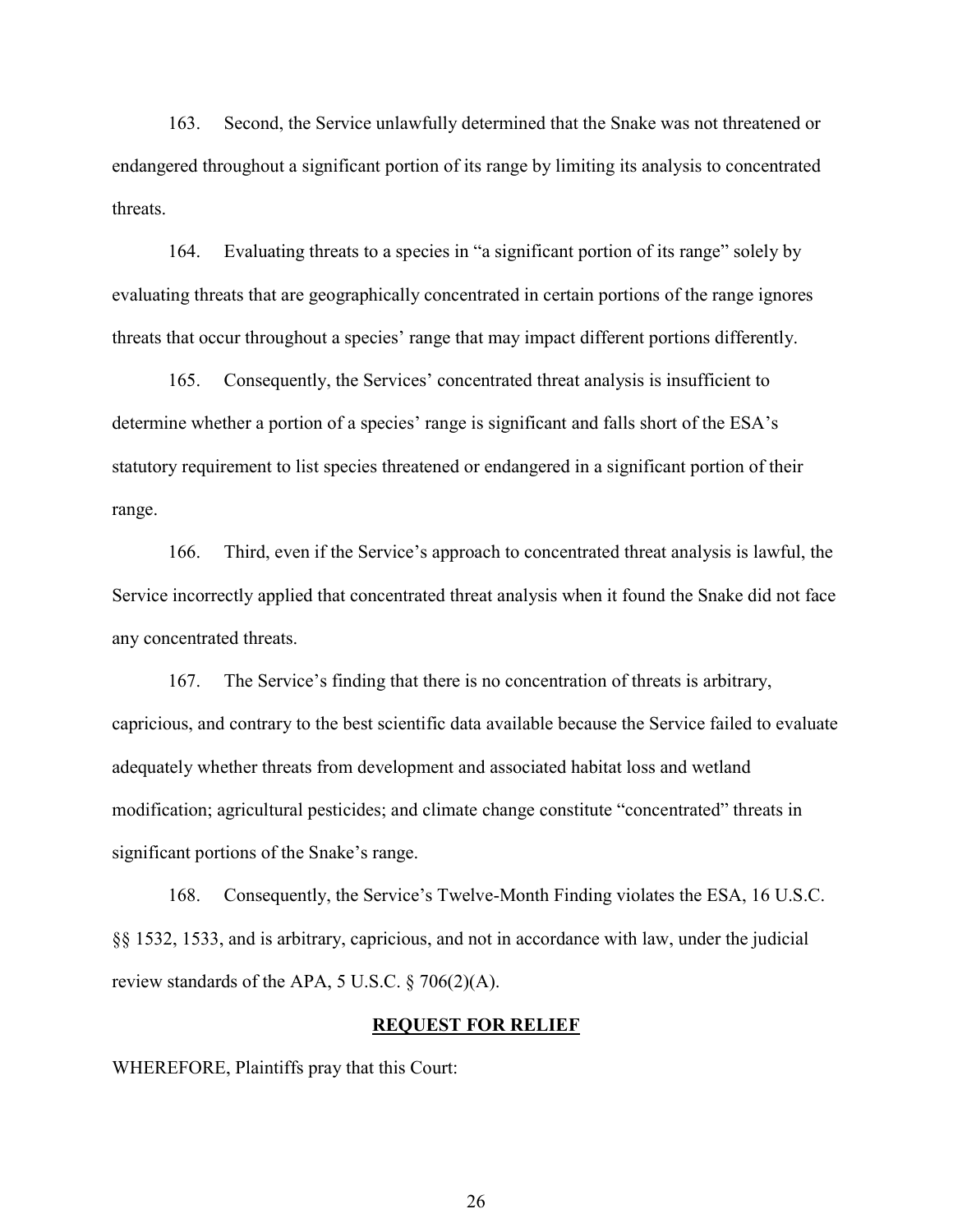163. Second, the Service unlawfully determined that the Snake was not threatened or endangered throughout a significant portion of its range by limiting its analysis to concentrated threats.

164. Evaluating threats to a species in "a significant portion of its range" solely by evaluating threats that are geographically concentrated in certain portions of the range ignores threats that occur throughout a species' range that may impact different portions differently.

165. Consequently, the Services' concentrated threat analysis is insufficient to determine whether a portion of a species' range is significant and falls short of the ESA's statutory requirement to list species threatened or endangered in a significant portion of their range.

166. Third, even if the Service's approach to concentrated threat analysis is lawful, the Service incorrectly applied that concentrated threat analysis when it found the Snake did not face any concentrated threats.

167. The Service's finding that there is no concentration of threats is arbitrary, capricious, and contrary to the best scientific data available because the Service failed to evaluate adequately whether threats from development and associated habitat loss and wetland modification; agricultural pesticides; and climate change constitute "concentrated" threats in significant portions of the Snake's range.

168. Consequently, the Service's Twelve-Month Finding violates the ESA, 16 U.S.C. §§ 1532, 1533, and is arbitrary, capricious, and not in accordance with law, under the judicial review standards of the APA, 5 U.S.C. § 706(2)(A).

## REQUEST FOR RELIEF

WHEREFORE, Plaintiffs pray that this Court: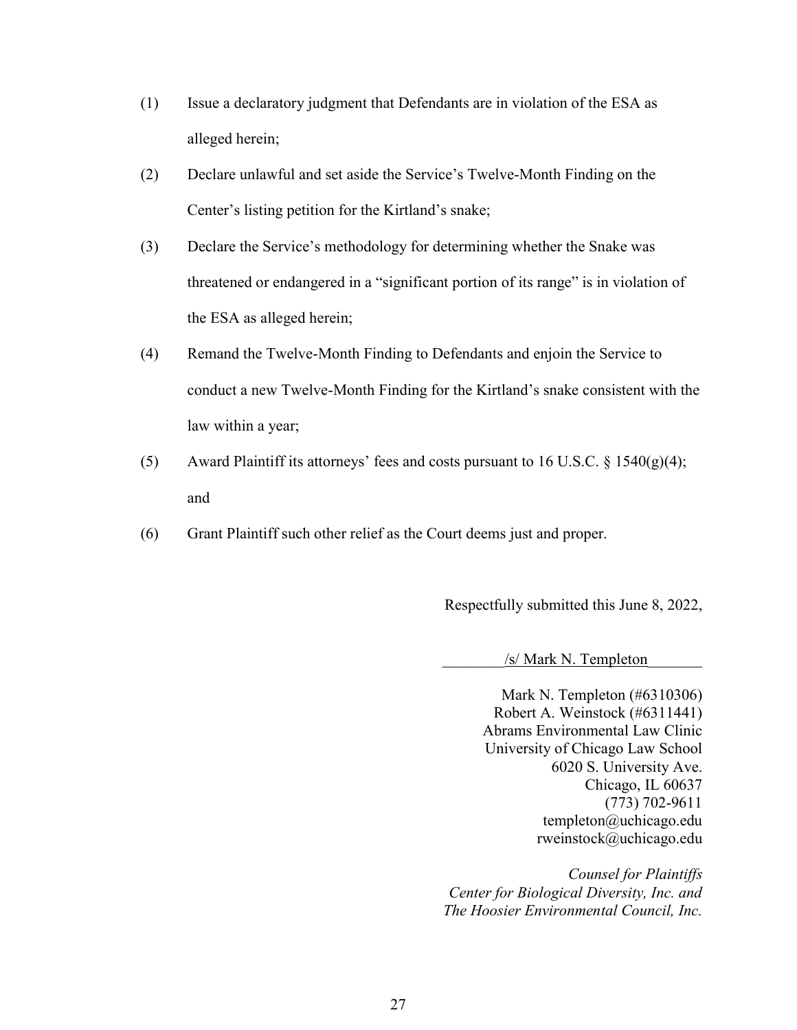(1) Issue a declaratory judgment that Defendants are in violation of the ESA as alleged herein;

(2) Declare unlawful and set aside the Service's Twelve-Month Finding on the Center's listing petition for the Kirtland's snake;

(3) Declare the Service's methodology for determining whether the Snake was threatened or endangered in a "significant portion of its range" is in violation of the ESA as alleged herein;

(4) Remand the Twelve-Month Finding to Defendants and enjoin the Service to conduct a new Twelve-Month Finding for the Kirtland's snake consistent with the law within a year;

(5) Award Plaintiff its attorneys' fees and costs pursuant to 16 U.S.C. § 1540(g)(4); and

(6) Grant Plaintiff such other relief as the Court deems just and proper.

Respectfully submitted this June 8, 2022,

/s/ Mark N. Templeton

Mark N. Templeton (#6310306)
Robert A. Weinstock (#6311441)
Abrams Environmental Law Clinic
University of Chicago Law School
6020 S. University Ave.
Chicago, IL 60637
(773) 702-9611
templeton@uchicago.edu
rweinstock@uchicago.edu

*Counsel for Plaintiffs*
*Center for Biological Diversity, Inc. and*
*The Hoosier Environmental Council, Inc.*